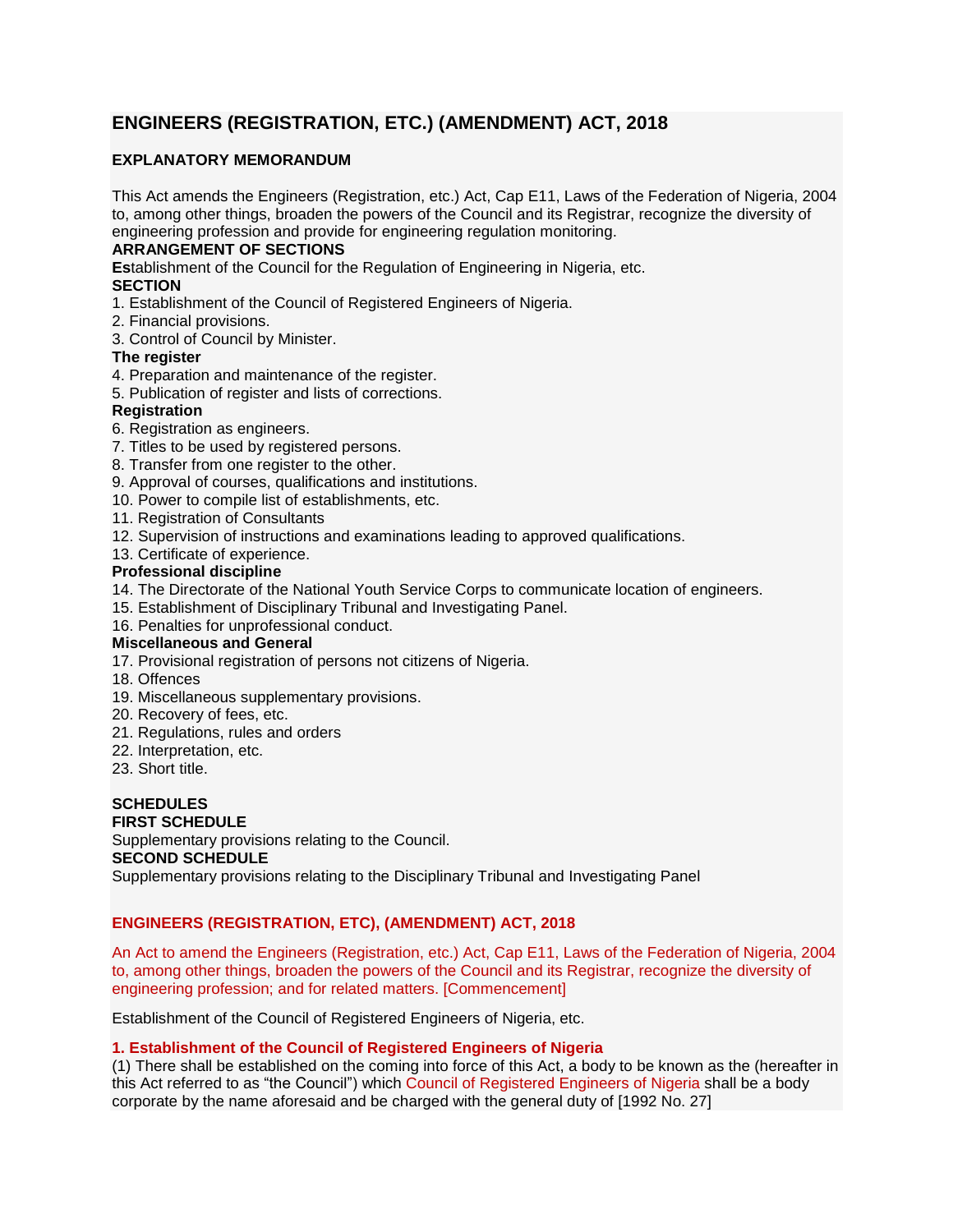# ENGINEERS (REGISTRATION, ETC.) (AMENDMENT) ACT, 2018

**EXPLANATORY MEMORANDUM**

This Act amends the Engineers (Registration, etc.) Act, Cap E11, Laws of the Federation of Nigeria, 2004 to, among other things, broaden the powers of the Council and its Registrar, recognize the diversity of engineering profession and provide for engineering regulation monitoring.

**ARRANGEMENT OF SECTIONS**

**Es**tablishment of the Council for the Regulation of Engineering in Nigeria, etc.

**SECTION**

1. Establishment of the Council of Registered Engineers of Nigeria.
2. Financial provisions.
3. Control of Council by Minister.

**The register**

4. Preparation and maintenance of the register.
5. Publication of register and lists of corrections.

**Registration**

6. Registration as engineers.
7. Titles to be used by registered persons.
8. Transfer from one register to the other.
9. Approval of courses, qualifications and institutions.
10. Power to compile list of establishments, etc.
11. Registration of Consultants
12. Supervision of instructions and examinations leading to approved qualifications.
13. Certificate of experience.

**Professional discipline**

14. The Directorate of the National Youth Service Corps to communicate location of engineers.
15. Establishment of Disciplinary Tribunal and Investigating Panel.
16. Penalties for unprofessional conduct.

**Miscellaneous and General**

17. Provisional registration of persons not citizens of Nigeria.
18. Offences
19. Miscellaneous supplementary provisions.
20. Recovery of fees, etc.
21. Regulations, rules and orders
22. Interpretation, etc.
23. Short title.

**SCHEDULES**

**FIRST SCHEDULE**

Supplementary provisions relating to the Council.

**SECOND SCHEDULE**

Supplementary provisions relating to the Disciplinary Tribunal and Investigating Panel

## ENGINEERS (REGISTRATION, ETC), (AMENDMENT) ACT, 2018

An Act to amend the Engineers (Registration, etc.) Act, Cap E11, Laws of the Federation of Nigeria, 2004 to, among other things, broaden the powers of the Council and its Registrar, recognize the diversity of engineering profession; and for related matters. [Commencement]

Establishment of the Council of Registered Engineers of Nigeria, etc.

### 1. Establishment of the Council of Registered Engineers of Nigeria

(1) There shall be established on the coming into force of this Act, a body to be known as the (hereafter in this Act referred to as "the Council") which Council of Registered Engineers of Nigeria shall be a body corporate by the name aforesaid and be charged with the general duty of [1992 No. 27]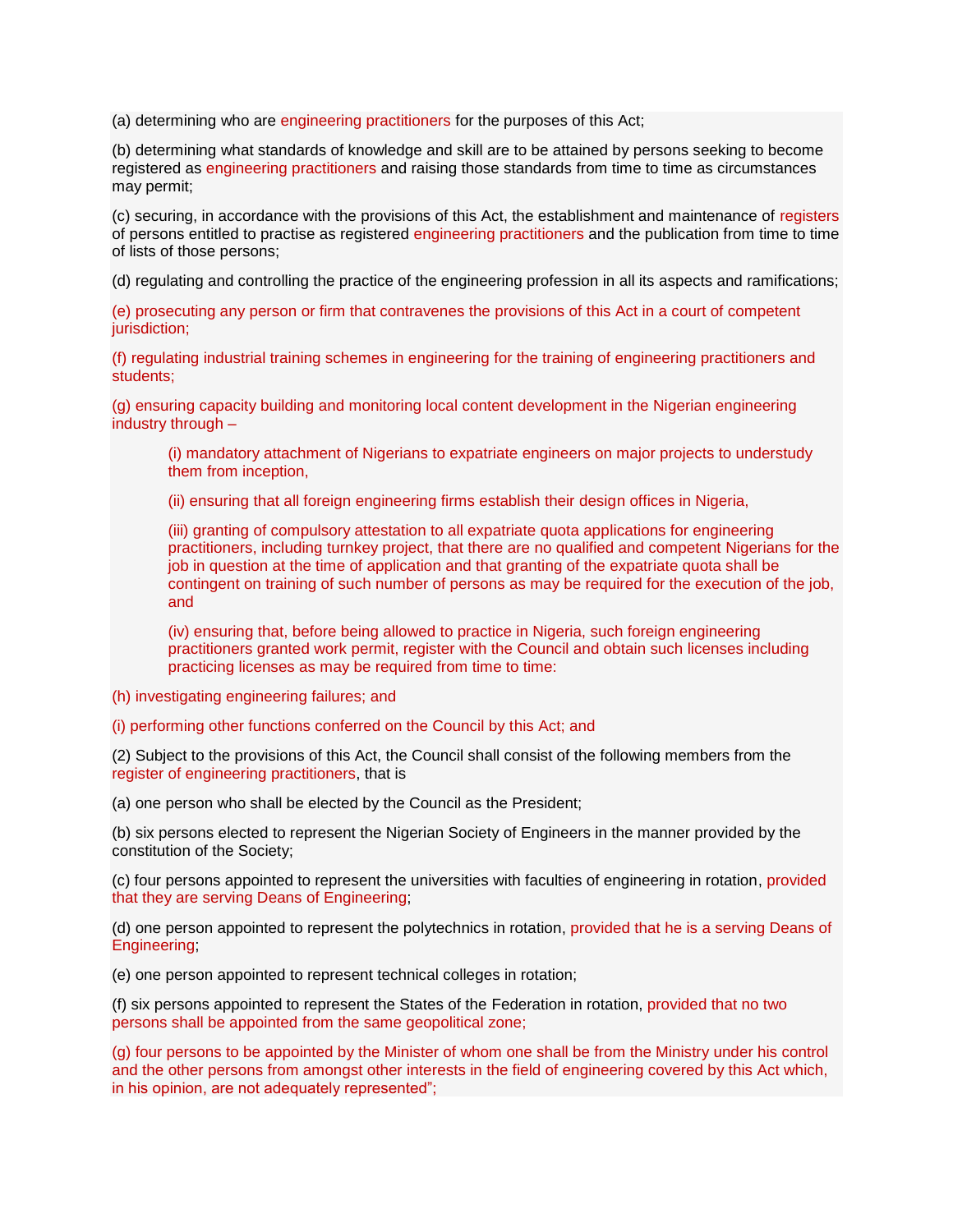(a) determining who are engineering practitioners for the purposes of this Act;

(b) determining what standards of knowledge and skill are to be attained by persons seeking to become registered as engineering practitioners and raising those standards from time to time as circumstances may permit;

(c) securing, in accordance with the provisions of this Act, the establishment and maintenance of registers of persons entitled to practise as registered engineering practitioners and the publication from time to time of lists of those persons;

(d) regulating and controlling the practice of the engineering profession in all its aspects and ramifications;

(e) prosecuting any person or firm that contravenes the provisions of this Act in a court of competent jurisdiction;

(f) regulating industrial training schemes in engineering for the training of engineering practitioners and students;

(g) ensuring capacity building and monitoring local content development in the Nigerian engineering industry through –

> (i) mandatory attachment of Nigerians to expatriate engineers on major projects to understudy them from inception,
>
> (ii) ensuring that all foreign engineering firms establish their design offices in Nigeria,
>
> (iii) granting of compulsory attestation to all expatriate quota applications for engineering practitioners, including turnkey project, that there are no qualified and competent Nigerians for the job in question at the time of application and that granting of the expatriate quota shall be contingent on training of such number of persons as may be required for the execution of the job, and
>
> (iv) ensuring that, before being allowed to practice in Nigeria, such foreign engineering practitioners granted work permit, register with the Council and obtain such licenses including practicing licenses as may be required from time to time:

(h) investigating engineering failures; and

(i) performing other functions conferred on the Council by this Act; and

(2) Subject to the provisions of this Act, the Council shall consist of the following members from the register of engineering practitioners, that is

(a) one person who shall be elected by the Council as the President;

(b) six persons elected to represent the Nigerian Society of Engineers in the manner provided by the constitution of the Society;

(c) four persons appointed to represent the universities with faculties of engineering in rotation, provided that they are serving Deans of Engineering;

(d) one person appointed to represent the polytechnics in rotation, provided that he is a serving Deans of Engineering;

(e) one person appointed to represent technical colleges in rotation;

(f) six persons appointed to represent the States of the Federation in rotation, provided that no two persons shall be appointed from the same geopolitical zone;

(g) four persons to be appointed by the Minister of whom one shall be from the Ministry under his control and the other persons from amongst other interests in the field of engineering covered by this Act which, in his opinion, are not adequately represented";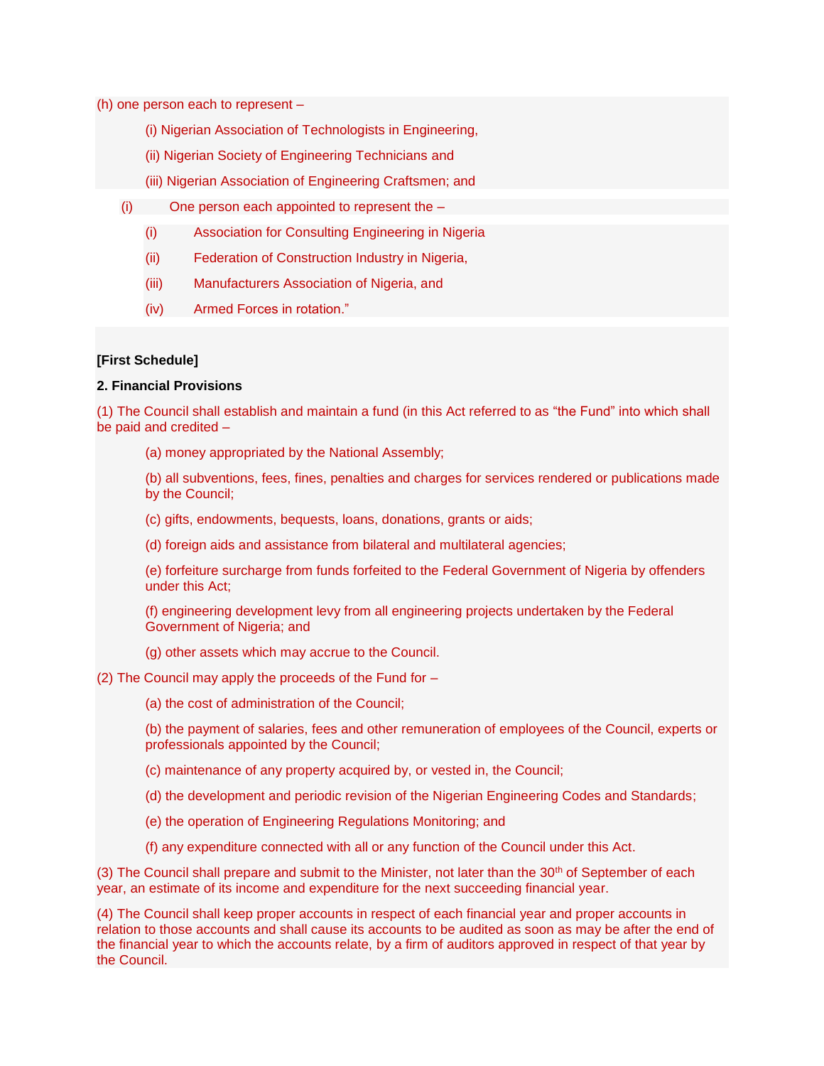(h) one person each to represent –

- (i) Nigerian Association of Technologists in Engineering,
- (ii) Nigerian Society of Engineering Technicians and
- (iii) Nigerian Association of Engineering Craftsmen; and

(i) One person each appointed to represent the –

- (i) Association for Consulting Engineering in Nigeria
- (ii) Federation of Construction Industry in Nigeria,
- (iii) Manufacturers Association of Nigeria, and
- (iv) Armed Forces in rotation."

**[First Schedule]**

**2. Financial Provisions**

(1) The Council shall establish and maintain a fund (in this Act referred to as "the Fund" into which shall be paid and credited –

- (a) money appropriated by the National Assembly;
- (b) all subventions, fees, fines, penalties and charges for services rendered or publications made by the Council;
- (c) gifts, endowments, bequests, loans, donations, grants or aids;
- (d) foreign aids and assistance from bilateral and multilateral agencies;
- (e) forfeiture surcharge from funds forfeited to the Federal Government of Nigeria by offenders under this Act;
- (f) engineering development levy from all engineering projects undertaken by the Federal Government of Nigeria; and
- (g) other assets which may accrue to the Council.

(2) The Council may apply the proceeds of the Fund for –

- (a) the cost of administration of the Council;
- (b) the payment of salaries, fees and other remuneration of employees of the Council, experts or professionals appointed by the Council;
- (c) maintenance of any property acquired by, or vested in, the Council;
- (d) the development and periodic revision of the Nigerian Engineering Codes and Standards;
- (e) the operation of Engineering Regulations Monitoring; and
- (f) any expenditure connected with all or any function of the Council under this Act.

(3) The Council shall prepare and submit to the Minister, not later than the 30th of September of each year, an estimate of its income and expenditure for the next succeeding financial year.

(4) The Council shall keep proper accounts in respect of each financial year and proper accounts in relation to those accounts and shall cause its accounts to be audited as soon as may be after the end of the financial year to which the accounts relate, by a firm of auditors approved in respect of that year by the Council.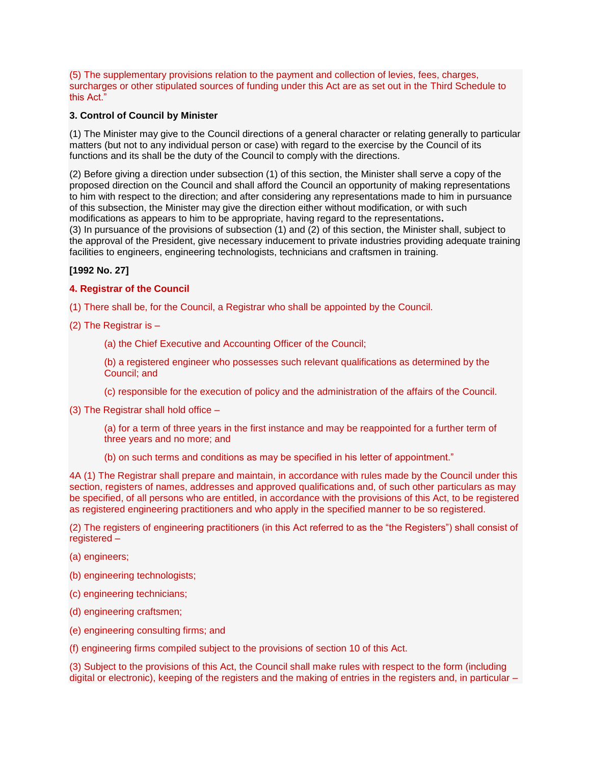(5) The supplementary provisions relation to the payment and collection of levies, fees, charges, surcharges or other stipulated sources of funding under this Act are as set out in the Third Schedule to this Act."

**3. Control of Council by Minister**

(1) The Minister may give to the Council directions of a general character or relating generally to particular matters (but not to any individual person or case) with regard to the exercise by the Council of its functions and its shall be the duty of the Council to comply with the directions.

(2) Before giving a direction under subsection (1) of this section, the Minister shall serve a copy of the proposed direction on the Council and shall afford the Council an opportunity of making representations to him with respect to the direction; and after considering any representations made to him in pursuance of this subsection, the Minister may give the direction either without modification, or with such modifications as appears to him to be appropriate, having regard to the representations.

(3) In pursuance of the provisions of subsection (1) and (2) of this section, the Minister shall, subject to the approval of the President, give necessary inducement to private industries providing adequate training facilities to engineers, engineering technologists, technicians and craftsmen in training.

**[1992 No. 27]**

**4. Registrar of the Council**

(1) There shall be, for the Council, a Registrar who shall be appointed by the Council.

(2) The Registrar is –

(a) the Chief Executive and Accounting Officer of the Council;

(b) a registered engineer who possesses such relevant qualifications as determined by the Council; and

(c) responsible for the execution of policy and the administration of the affairs of the Council.

(3) The Registrar shall hold office –

(a) for a term of three years in the first instance and may be reappointed for a further term of three years and no more; and

(b) on such terms and conditions as may be specified in his letter of appointment."

4A (1) The Registrar shall prepare and maintain, in accordance with rules made by the Council under this section, registers of names, addresses and approved qualifications and, of such other particulars as may be specified, of all persons who are entitled, in accordance with the provisions of this Act, to be registered as registered engineering practitioners and who apply in the specified manner to be so registered.

(2) The registers of engineering practitioners (in this Act referred to as the "the Registers") shall consist of registered –

(a) engineers;

(b) engineering technologists;

(c) engineering technicians;

(d) engineering craftsmen;

(e) engineering consulting firms; and

(f) engineering firms compiled subject to the provisions of section 10 of this Act.

(3) Subject to the provisions of this Act, the Council shall make rules with respect to the form (including digital or electronic), keeping of the registers and the making of entries in the registers and, in particular –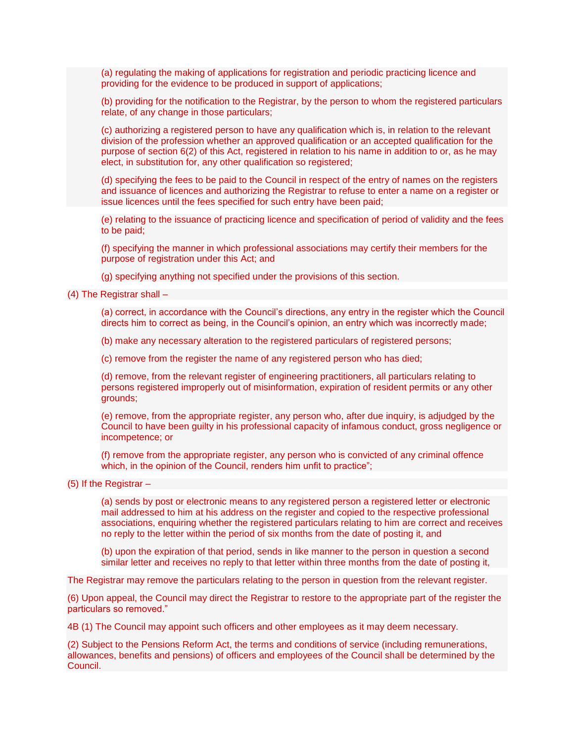(a) regulating the making of applications for registration and periodic practicing licence and providing for the evidence to be produced in support of applications;

(b) providing for the notification to the Registrar, by the person to whom the registered particulars relate, of any change in those particulars;

(c) authorizing a registered person to have any qualification which is, in relation to the relevant division of the profession whether an approved qualification or an accepted qualification for the purpose of section 6(2) of this Act, registered in relation to his name in addition to or, as he may elect, in substitution for, any other qualification so registered;

(d) specifying the fees to be paid to the Council in respect of the entry of names on the registers and issuance of licences and authorizing the Registrar to refuse to enter a name on a register or issue licences until the fees specified for such entry have been paid;

(e) relating to the issuance of practicing licence and specification of period of validity and the fees to be paid;

(f) specifying the manner in which professional associations may certify their members for the purpose of registration under this Act; and

(g) specifying anything not specified under the provisions of this section.

(4) The Registrar shall –

(a) correct, in accordance with the Council's directions, any entry in the register which the Council directs him to correct as being, in the Council's opinion, an entry which was incorrectly made;

(b) make any necessary alteration to the registered particulars of registered persons;

(c) remove from the register the name of any registered person who has died;

(d) remove, from the relevant register of engineering practitioners, all particulars relating to persons registered improperly out of misinformation, expiration of resident permits or any other grounds;

(e) remove, from the appropriate register, any person who, after due inquiry, is adjudged by the Council to have been guilty in his professional capacity of infamous conduct, gross negligence or incompetence; or

(f) remove from the appropriate register, any person who is convicted of any criminal offence which, in the opinion of the Council, renders him unfit to practice";

(5) If the Registrar –

(a) sends by post or electronic means to any registered person a registered letter or electronic mail addressed to him at his address on the register and copied to the respective professional associations, enquiring whether the registered particulars relating to him are correct and receives no reply to the letter within the period of six months from the date of posting it, and

(b) upon the expiration of that period, sends in like manner to the person in question a second similar letter and receives no reply to that letter within three months from the date of posting it,

The Registrar may remove the particulars relating to the person in question from the relevant register.

(6) Upon appeal, the Council may direct the Registrar to restore to the appropriate part of the register the particulars so removed."

4B (1) The Council may appoint such officers and other employees as it may deem necessary.

(2) Subject to the Pensions Reform Act, the terms and conditions of service (including remunerations, allowances, benefits and pensions) of officers and employees of the Council shall be determined by the Council.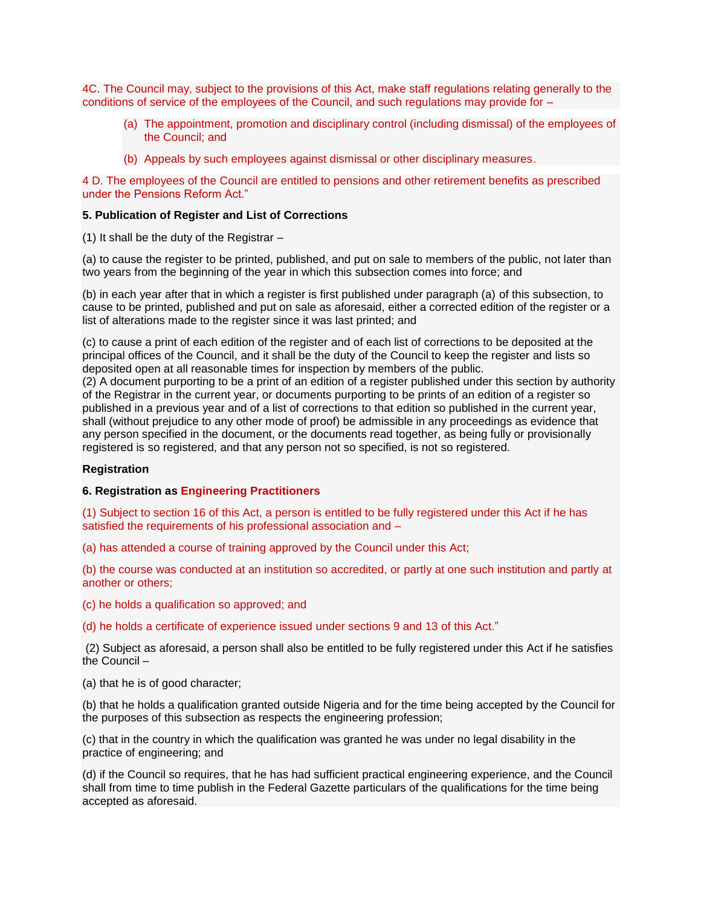4C. The Council may, subject to the provisions of this Act, make staff regulations relating generally to the conditions of service of the employees of the Council, and such regulations may provide for –

(a) The appointment, promotion and disciplinary control (including dismissal) of the employees of the Council; and

(b) Appeals by such employees against dismissal or other disciplinary measures.

4 D. The employees of the Council are entitled to pensions and other retirement benefits as prescribed under the Pensions Reform Act."

**5. Publication of Register and List of Corrections**

(1) It shall be the duty of the Registrar –

(a) to cause the register to be printed, published, and put on sale to members of the public, not later than two years from the beginning of the year in which this subsection comes into force; and

(b) in each year after that in which a register is first published under paragraph (a) of this subsection, to cause to be printed, published and put on sale as aforesaid, either a corrected edition of the register or a list of alterations made to the register since it was last printed; and

(c) to cause a print of each edition of the register and of each list of corrections to be deposited at the principal offices of the Council, and it shall be the duty of the Council to keep the register and lists so deposited open at all reasonable times for inspection by members of the public.

(2) A document purporting to be a print of an edition of a register published under this section by authority of the Registrar in the current year, or documents purporting to be prints of an edition of a register so published in a previous year and of a list of corrections to that edition so published in the current year, shall (without prejudice to any other mode of proof) be admissible in any proceedings as evidence that any person specified in the document, or the documents read together, as being fully or provisionally registered is so registered, and that any person not so specified, is not so registered.

**Registration**

**6. Registration as Engineering Practitioners**

(1) Subject to section 16 of this Act, a person is entitled to be fully registered under this Act if he has satisfied the requirements of his professional association and –

(a) has attended a course of training approved by the Council under this Act;

(b) the course was conducted at an institution so accredited, or partly at one such institution and partly at another or others;

(c) he holds a qualification so approved; and

(d) he holds a certificate of experience issued under sections 9 and 13 of this Act."

(2) Subject as aforesaid, a person shall also be entitled to be fully registered under this Act if he satisfies the Council –

(a) that he is of good character;

(b) that he holds a qualification granted outside Nigeria and for the time being accepted by the Council for the purposes of this subsection as respects the engineering profession;

(c) that in the country in which the qualification was granted he was under no legal disability in the practice of engineering; and

(d) if the Council so requires, that he has had sufficient practical engineering experience, and the Council shall from time to time publish in the Federal Gazette particulars of the qualifications for the time being accepted as aforesaid.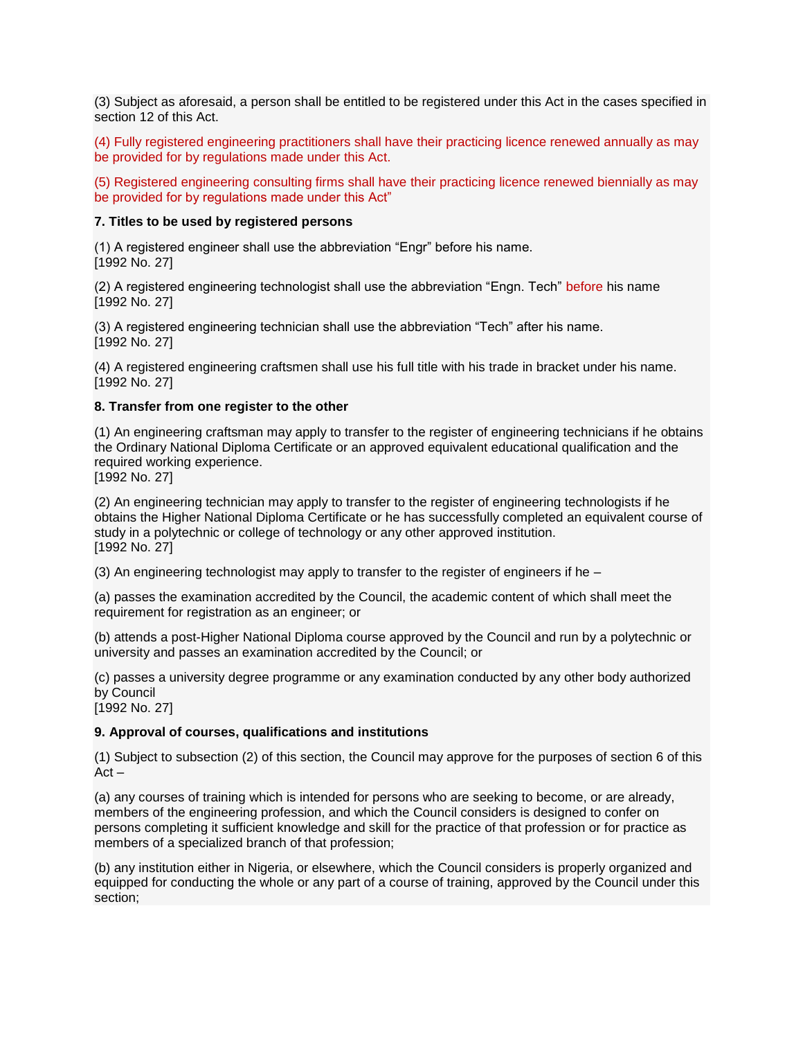(3) Subject as aforesaid, a person shall be entitled to be registered under this Act in the cases specified in section 12 of this Act.

(4) Fully registered engineering practitioners shall have their practicing licence renewed annually as may be provided for by regulations made under this Act.

(5) Registered engineering consulting firms shall have their practicing licence renewed biennially as may be provided for by regulations made under this Act"

**7. Titles to be used by registered persons**

(1) A registered engineer shall use the abbreviation "Engr" before his name.
[1992 No. 27]

(2) A registered engineering technologist shall use the abbreviation "Engn. Tech" before his name
[1992 No. 27]

(3) A registered engineering technician shall use the abbreviation "Tech" after his name.
[1992 No. 27]

(4) A registered engineering craftsmen shall use his full title with his trade in bracket under his name.
[1992 No. 27]

**8. Transfer from one register to the other**

(1) An engineering craftsman may apply to transfer to the register of engineering technicians if he obtains the Ordinary National Diploma Certificate or an approved equivalent educational qualification and the required working experience.
[1992 No. 27]

(2) An engineering technician may apply to transfer to the register of engineering technologists if he obtains the Higher National Diploma Certificate or he has successfully completed an equivalent course of study in a polytechnic or college of technology or any other approved institution.
[1992 No. 27]

(3) An engineering technologist may apply to transfer to the register of engineers if he –

(a) passes the examination accredited by the Council, the academic content of which shall meet the requirement for registration as an engineer; or

(b) attends a post-Higher National Diploma course approved by the Council and run by a polytechnic or university and passes an examination accredited by the Council; or

(c) passes a university degree programme or any examination conducted by any other body authorized by Council
[1992 No. 27]

**9. Approval of courses, qualifications and institutions**

(1) Subject to subsection (2) of this section, the Council may approve for the purposes of section 6 of this Act –

(a) any courses of training which is intended for persons who are seeking to become, or are already, members of the engineering profession, and which the Council considers is designed to confer on persons completing it sufficient knowledge and skill for the practice of that profession or for practice as members of a specialized branch of that profession;

(b) any institution either in Nigeria, or elsewhere, which the Council considers is properly organized and equipped for conducting the whole or any part of a course of training, approved by the Council under this section;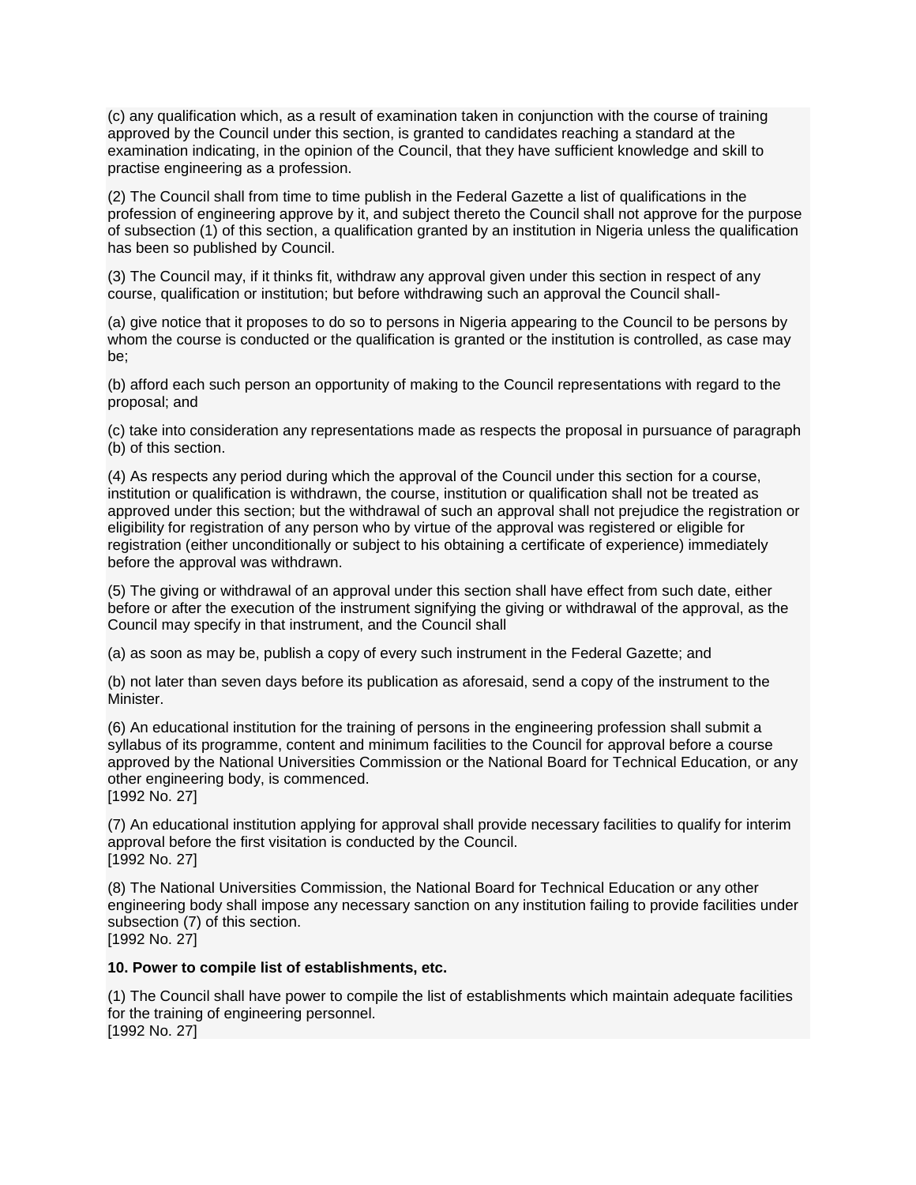(c) any qualification which, as a result of examination taken in conjunction with the course of training approved by the Council under this section, is granted to candidates reaching a standard at the examination indicating, in the opinion of the Council, that they have sufficient knowledge and skill to practise engineering as a profession.

(2) The Council shall from time to time publish in the Federal Gazette a list of qualifications in the profession of engineering approve by it, and subject thereto the Council shall not approve for the purpose of subsection (1) of this section, a qualification granted by an institution in Nigeria unless the qualification has been so published by Council.

(3) The Council may, if it thinks fit, withdraw any approval given under this section in respect of any course, qualification or institution; but before withdrawing such an approval the Council shall-

(a) give notice that it proposes to do so to persons in Nigeria appearing to the Council to be persons by whom the course is conducted or the qualification is granted or the institution is controlled, as case may be;

(b) afford each such person an opportunity of making to the Council representations with regard to the proposal; and

(c) take into consideration any representations made as respects the proposal in pursuance of paragraph (b) of this section.

(4) As respects any period during which the approval of the Council under this section for a course, institution or qualification is withdrawn, the course, institution or qualification shall not be treated as approved under this section; but the withdrawal of such an approval shall not prejudice the registration or eligibility for registration of any person who by virtue of the approval was registered or eligible for registration (either unconditionally or subject to his obtaining a certificate of experience) immediately before the approval was withdrawn.

(5) The giving or withdrawal of an approval under this section shall have effect from such date, either before or after the execution of the instrument signifying the giving or withdrawal of the approval, as the Council may specify in that instrument, and the Council shall

(a) as soon as may be, publish a copy of every such instrument in the Federal Gazette; and

(b) not later than seven days before its publication as aforesaid, send a copy of the instrument to the Minister.

(6) An educational institution for the training of persons in the engineering profession shall submit a syllabus of its programme, content and minimum facilities to the Council for approval before a course approved by the National Universities Commission or the National Board for Technical Education, or any other engineering body, is commenced.
[1992 No. 27]

(7) An educational institution applying for approval shall provide necessary facilities to qualify for interim approval before the first visitation is conducted by the Council.
[1992 No. 27]

(8) The National Universities Commission, the National Board for Technical Education or any other engineering body shall impose any necessary sanction on any institution failing to provide facilities under subsection (7) of this section.
[1992 No. 27]

**10. Power to compile list of establishments, etc.**

(1) The Council shall have power to compile the list of establishments which maintain adequate facilities for the training of engineering personnel.
[1992 No. 27]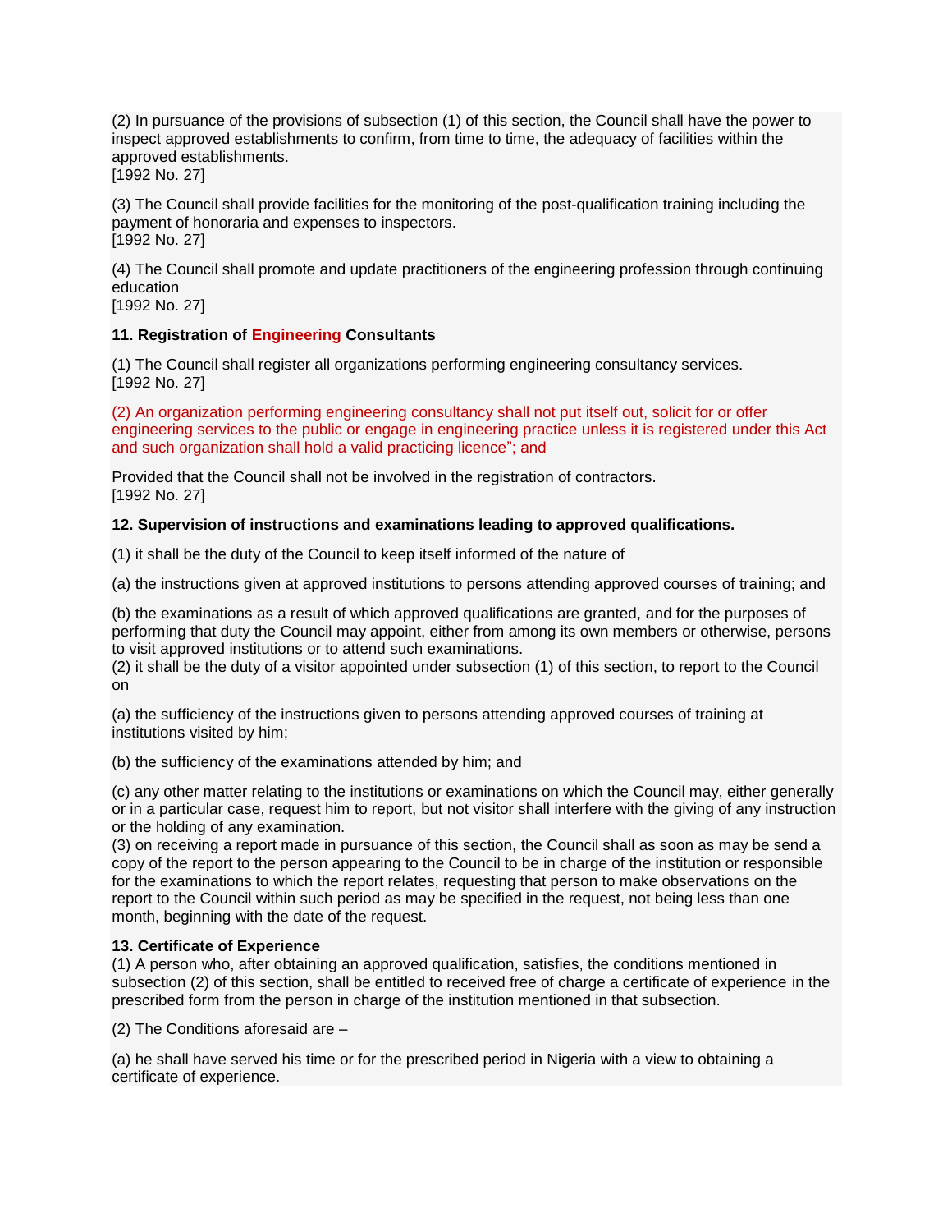(2) In pursuance of the provisions of subsection (1) of this section, the Council shall have the power to inspect approved establishments to confirm, from time to time, the adequacy of facilities within the approved establishments.
[1992 No. 27]

(3) The Council shall provide facilities for the monitoring of the post-qualification training including the payment of honoraria and expenses to inspectors.
[1992 No. 27]

(4) The Council shall promote and update practitioners of the engineering profession through continuing education
[1992 No. 27]

**11. Registration of Engineering Consultants**

(1) The Council shall register all organizations performing engineering consultancy services.
[1992 No. 27]

(2) An organization performing engineering consultancy shall not put itself out, solicit for or offer engineering services to the public or engage in engineering practice unless it is registered under this Act and such organization shall hold a valid practicing licence"; and

Provided that the Council shall not be involved in the registration of contractors.
[1992 No. 27]

**12. Supervision of instructions and examinations leading to approved qualifications.**

(1) it shall be the duty of the Council to keep itself informed of the nature of

(a) the instructions given at approved institutions to persons attending approved courses of training; and

(b) the examinations as a result of which approved qualifications are granted, and for the purposes of performing that duty the Council may appoint, either from among its own members or otherwise, persons to visit approved institutions or to attend such examinations.
(2) it shall be the duty of a visitor appointed under subsection (1) of this section, to report to the Council on

(a) the sufficiency of the instructions given to persons attending approved courses of training at institutions visited by him;

(b) the sufficiency of the examinations attended by him; and

(c) any other matter relating to the institutions or examinations on which the Council may, either generally or in a particular case, request him to report, but not visitor shall interfere with the giving of any instruction or the holding of any examination.
(3) on receiving a report made in pursuance of this section, the Council shall as soon as may be send a copy of the report to the person appearing to the Council to be in charge of the institution or responsible for the examinations to which the report relates, requesting that person to make observations on the report to the Council within such period as may be specified in the request, not being less than one month, beginning with the date of the request.

**13. Certificate of Experience**
(1) A person who, after obtaining an approved qualification, satisfies, the conditions mentioned in subsection (2) of this section, shall be entitled to received free of charge a certificate of experience in the prescribed form from the person in charge of the institution mentioned in that subsection.

(2) The Conditions aforesaid are –

(a) he shall have served his time or for the prescribed period in Nigeria with a view to obtaining a certificate of experience.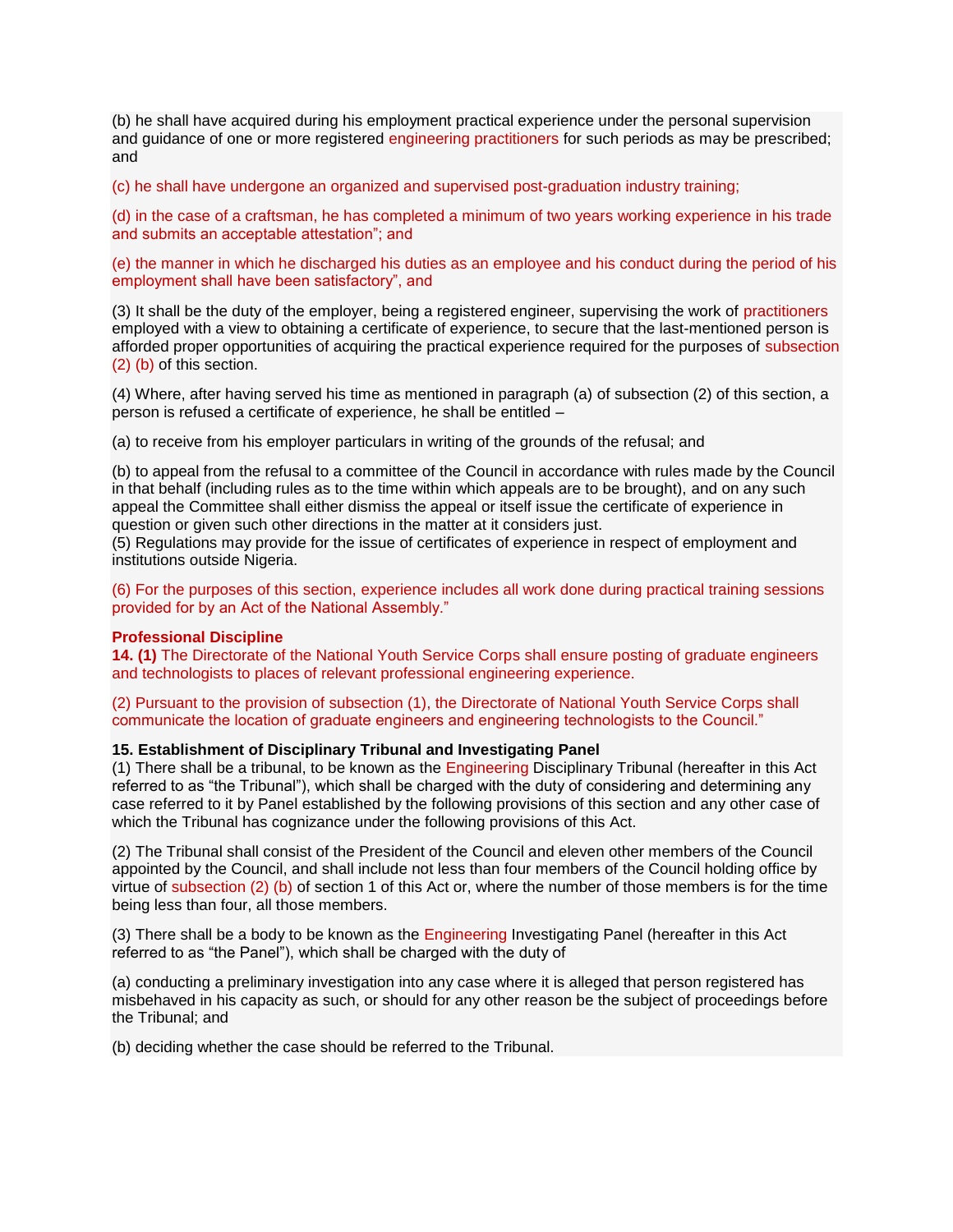(b) he shall have acquired during his employment practical experience under the personal supervision and guidance of one or more registered engineering practitioners for such periods as may be prescribed; and

(c) he shall have undergone an organized and supervised post-graduation industry training;

(d) in the case of a craftsman, he has completed a minimum of two years working experience in his trade and submits an acceptable attestation"; and

(e) the manner in which he discharged his duties as an employee and his conduct during the period of his employment shall have been satisfactory", and

(3) It shall be the duty of the employer, being a registered engineer, supervising the work of practitioners employed with a view to obtaining a certificate of experience, to secure that the last-mentioned person is afforded proper opportunities of acquiring the practical experience required for the purposes of subsection (2) (b) of this section.

(4) Where, after having served his time as mentioned in paragraph (a) of subsection (2) of this section, a person is refused a certificate of experience, he shall be entitled –

(a) to receive from his employer particulars in writing of the grounds of the refusal; and

(b) to appeal from the refusal to a committee of the Council in accordance with rules made by the Council in that behalf (including rules as to the time within which appeals are to be brought), and on any such appeal the Committee shall either dismiss the appeal or itself issue the certificate of experience in question or given such other directions in the matter at it considers just.

(5) Regulations may provide for the issue of certificates of experience in respect of employment and institutions outside Nigeria.

(6) For the purposes of this section, experience includes all work done during practical training sessions provided for by an Act of the National Assembly."

**Professional Discipline**

**14. (1)** The Directorate of the National Youth Service Corps shall ensure posting of graduate engineers and technologists to places of relevant professional engineering experience.

(2) Pursuant to the provision of subsection (1), the Directorate of National Youth Service Corps shall communicate the location of graduate engineers and engineering technologists to the Council."

**15. Establishment of Disciplinary Tribunal and Investigating Panel**

(1) There shall be a tribunal, to be known as the Engineering Disciplinary Tribunal (hereafter in this Act referred to as "the Tribunal"), which shall be charged with the duty of considering and determining any case referred to it by Panel established by the following provisions of this section and any other case of which the Tribunal has cognizance under the following provisions of this Act.

(2) The Tribunal shall consist of the President of the Council and eleven other members of the Council appointed by the Council, and shall include not less than four members of the Council holding office by virtue of subsection (2) (b) of section 1 of this Act or, where the number of those members is for the time being less than four, all those members.

(3) There shall be a body to be known as the Engineering Investigating Panel (hereafter in this Act referred to as "the Panel"), which shall be charged with the duty of

(a) conducting a preliminary investigation into any case where it is alleged that person registered has misbehaved in his capacity as such, or should for any other reason be the subject of proceedings before the Tribunal; and

(b) deciding whether the case should be referred to the Tribunal.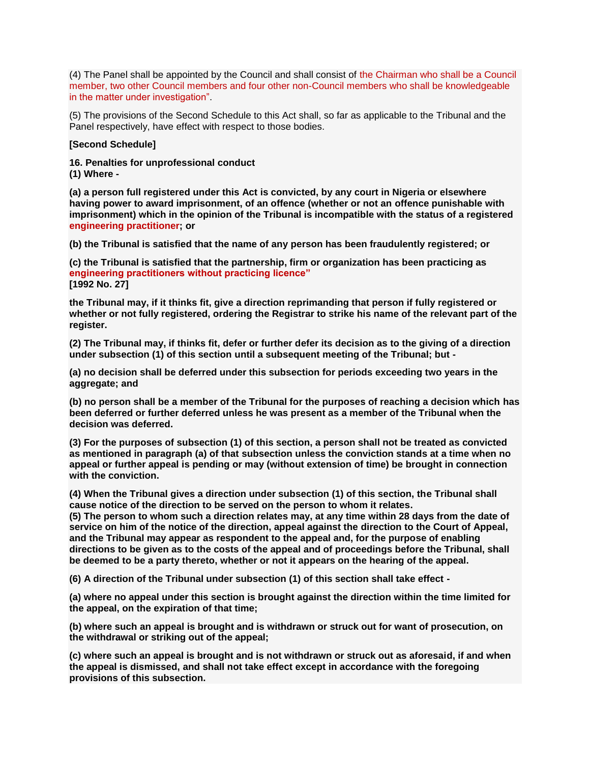(4) The Panel shall be appointed by the Council and shall consist of the Chairman who shall be a Council member, two other Council members and four other non-Council members who shall be knowledgeable in the matter under investigation".

(5) The provisions of the Second Schedule to this Act shall, so far as applicable to the Tribunal and the Panel respectively, have effect with respect to those bodies.

**[Second Schedule]**

**16. Penalties for unprofessional conduct**
**(1) Where -**

**(a) a person full registered under this Act is convicted, by any court in Nigeria or elsewhere having power to award imprisonment, of an offence (whether or not an offence punishable with imprisonment) which in the opinion of the Tribunal is incompatible with the status of a registered engineering practitioner; or**

**(b) the Tribunal is satisfied that the name of any person has been fraudulently registered; or**

**(c) the Tribunal is satisfied that the partnership, firm or organization has been practicing as engineering practitioners without practicing licence"**
**[1992 No. 27]**

**the Tribunal may, if it thinks fit, give a direction reprimanding that person if fully registered or whether or not fully registered, ordering the Registrar to strike his name of the relevant part of the register.**

**(2) The Tribunal may, if thinks fit, defer or further defer its decision as to the giving of a direction under subsection (1) of this section until a subsequent meeting of the Tribunal; but -**

**(a) no decision shall be deferred under this subsection for periods exceeding two years in the aggregate; and**

**(b) no person shall be a member of the Tribunal for the purposes of reaching a decision which has been deferred or further deferred unless he was present as a member of the Tribunal when the decision was deferred.**

**(3) For the purposes of subsection (1) of this section, a person shall not be treated as convicted as mentioned in paragraph (a) of that subsection unless the conviction stands at a time when no appeal or further appeal is pending or may (without extension of time) be brought in connection with the conviction.**

**(4) When the Tribunal gives a direction under subsection (1) of this section, the Tribunal shall cause notice of the direction to be served on the person to whom it relates.**
**(5) The person to whom such a direction relates may, at any time within 28 days from the date of service on him of the notice of the direction, appeal against the direction to the Court of Appeal, and the Tribunal may appear as respondent to the appeal and, for the purpose of enabling directions to be given as to the costs of the appeal and of proceedings before the Tribunal, shall be deemed to be a party thereto, whether or not it appears on the hearing of the appeal.**

**(6) A direction of the Tribunal under subsection (1) of this section shall take effect -**

**(a) where no appeal under this section is brought against the direction within the time limited for the appeal, on the expiration of that time;**

**(b) where such an appeal is brought and is withdrawn or struck out for want of prosecution, on the withdrawal or striking out of the appeal;**

**(c) where such an appeal is brought and is not withdrawn or struck out as aforesaid, if and when the appeal is dismissed, and shall not take effect except in accordance with the foregoing provisions of this subsection.**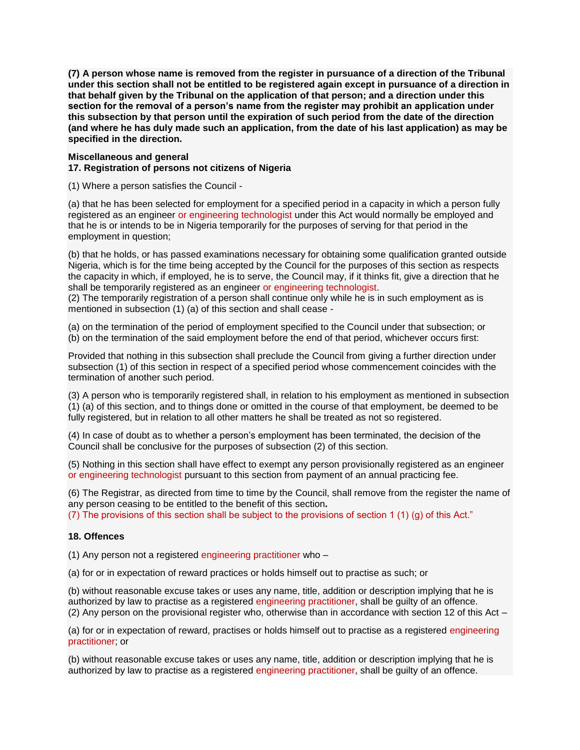**(7) A person whose name is removed from the register in pursuance of a direction of the Tribunal under this section shall not be entitled to be registered again except in pursuance of a direction in that behalf given by the Tribunal on the application of that person; and a direction under this section for the removal of a person's name from the register may prohibit an application under this subsection by that person until the expiration of such period from the date of the direction (and where he has duly made such an application, from the date of his last application) as may be specified in the direction.**

**Miscellaneous and general**

**17. Registration of persons not citizens of Nigeria**

(1) Where a person satisfies the Council -

(a) that he has been selected for employment for a specified period in a capacity in which a person fully registered as an engineer or engineering technologist under this Act would normally be employed and that he is or intends to be in Nigeria temporarily for the purposes of serving for that period in the employment in question;

(b) that he holds, or has passed examinations necessary for obtaining some qualification granted outside Nigeria, which is for the time being accepted by the Council for the purposes of this section as respects the capacity in which, if employed, he is to serve, the Council may, if it thinks fit, give a direction that he shall be temporarily registered as an engineer or engineering technologist.

(2) The temporarily registration of a person shall continue only while he is in such employment as is mentioned in subsection (1) (a) of this section and shall cease -

(a) on the termination of the period of employment specified to the Council under that subsection; or

(b) on the termination of the said employment before the end of that period, whichever occurs first:

Provided that nothing in this subsection shall preclude the Council from giving a further direction under subsection (1) of this section in respect of a specified period whose commencement coincides with the termination of another such period.

(3) A person who is temporarily registered shall, in relation to his employment as mentioned in subsection (1) (a) of this section, and to things done or omitted in the course of that employment, be deemed to be fully registered, but in relation to all other matters he shall be treated as not so registered.

(4) In case of doubt as to whether a person's employment has been terminated, the decision of the Council shall be conclusive for the purposes of subsection (2) of this section.

(5) Nothing in this section shall have effect to exempt any person provisionally registered as an engineer or engineering technologist pursuant to this section from payment of an annual practicing fee.

(6) The Registrar, as directed from time to time by the Council, shall remove from the register the name of any person ceasing to be entitled to the benefit of this section.

(7) The provisions of this section shall be subject to the provisions of section 1 (1) (g) of this Act."

**18. Offences**

(1) Any person not a registered engineering practitioner who –

(a) for or in expectation of reward practices or holds himself out to practise as such; or

(b) without reasonable excuse takes or uses any name, title, addition or description implying that he is authorized by law to practise as a registered engineering practitioner, shall be guilty of an offence.

(2) Any person on the provisional register who, otherwise than in accordance with section 12 of this Act –

(a) for or in expectation of reward, practises or holds himself out to practise as a registered engineering practitioner; or

(b) without reasonable excuse takes or uses any name, title, addition or description implying that he is authorized by law to practise as a registered engineering practitioner, shall be guilty of an offence.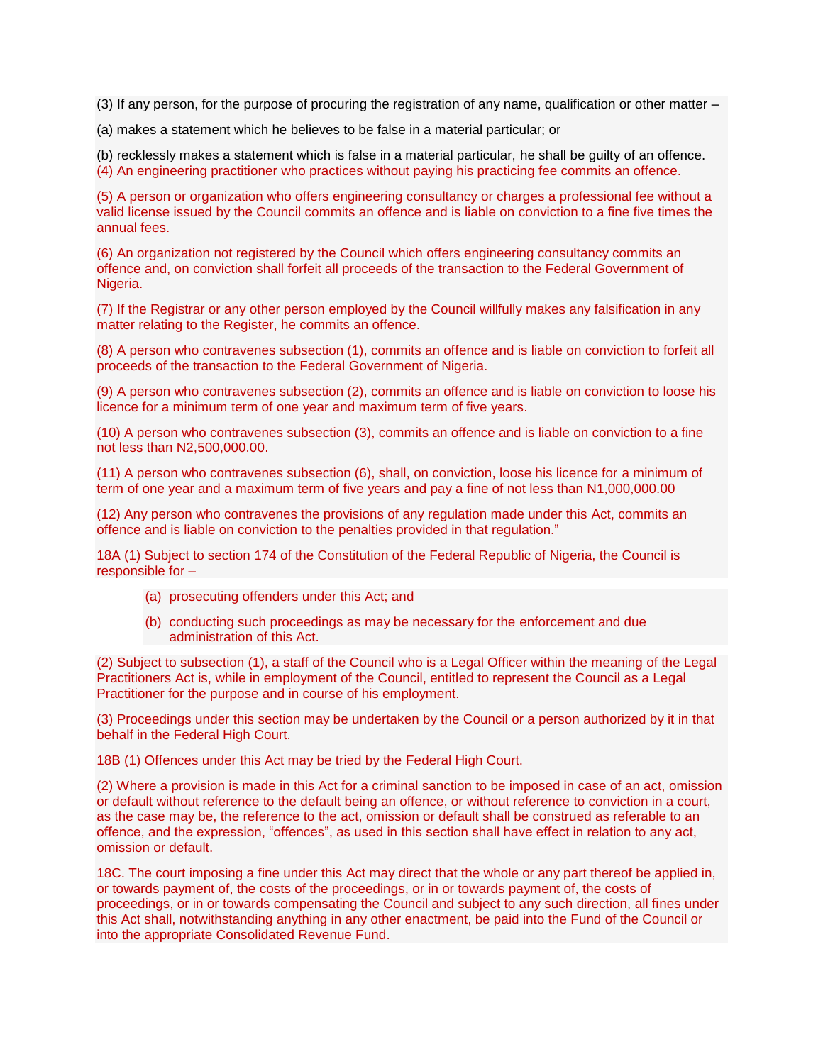(3) If any person, for the purpose of procuring the registration of any name, qualification or other matter –

(a) makes a statement which he believes to be false in a material particular; or

(b) recklessly makes a statement which is false in a material particular, he shall be guilty of an offence.

(4) An engineering practitioner who practices without paying his practicing fee commits an offence.

(5) A person or organization who offers engineering consultancy or charges a professional fee without a valid license issued by the Council commits an offence and is liable on conviction to a fine five times the annual fees.

(6) An organization not registered by the Council which offers engineering consultancy commits an offence and, on conviction shall forfeit all proceeds of the transaction to the Federal Government of Nigeria.

(7) If the Registrar or any other person employed by the Council willfully makes any falsification in any matter relating to the Register, he commits an offence.

(8) A person who contravenes subsection (1), commits an offence and is liable on conviction to forfeit all proceeds of the transaction to the Federal Government of Nigeria.

(9) A person who contravenes subsection (2), commits an offence and is liable on conviction to loose his licence for a minimum term of one year and maximum term of five years.

(10) A person who contravenes subsection (3), commits an offence and is liable on conviction to a fine not less than N2,500,000.00.

(11) A person who contravenes subsection (6), shall, on conviction, loose his licence for a minimum of term of one year and a maximum term of five years and pay a fine of not less than N1,000,000.00

(12) Any person who contravenes the provisions of any regulation made under this Act, commits an offence and is liable on conviction to the penalties provided in that regulation."

18A (1) Subject to section 174 of the Constitution of the Federal Republic of Nigeria, the Council is responsible for –

(a) prosecuting offenders under this Act; and

(b) conducting such proceedings as may be necessary for the enforcement and due administration of this Act.

(2) Subject to subsection (1), a staff of the Council who is a Legal Officer within the meaning of the Legal Practitioners Act is, while in employment of the Council, entitled to represent the Council as a Legal Practitioner for the purpose and in course of his employment.

(3) Proceedings under this section may be undertaken by the Council or a person authorized by it in that behalf in the Federal High Court.

18B (1) Offences under this Act may be tried by the Federal High Court.

(2) Where a provision is made in this Act for a criminal sanction to be imposed in case of an act, omission or default without reference to the default being an offence, or without reference to conviction in a court, as the case may be, the reference to the act, omission or default shall be construed as referable to an offence, and the expression, "offences", as used in this section shall have effect in relation to any act, omission or default.

18C. The court imposing a fine under this Act may direct that the whole or any part thereof be applied in, or towards payment of, the costs of the proceedings, or in or towards payment of, the costs of proceedings, or in or towards compensating the Council and subject to any such direction, all fines under this Act shall, notwithstanding anything in any other enactment, be paid into the Fund of the Council or into the appropriate Consolidated Revenue Fund.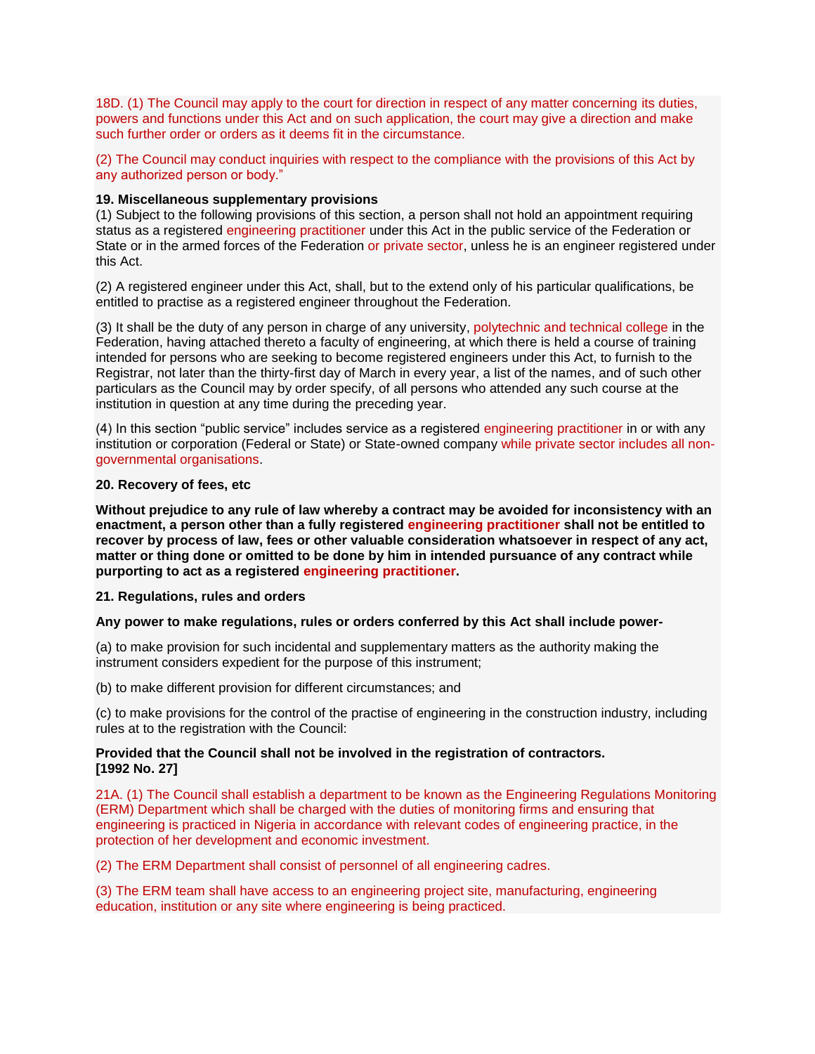18D. (1) The Council may apply to the court for direction in respect of any matter concerning its duties, powers and functions under this Act and on such application, the court may give a direction and make such further order or orders as it deems fit in the circumstance.

(2) The Council may conduct inquiries with respect to the compliance with the provisions of this Act by any authorized person or body."

**19. Miscellaneous supplementary provisions**

(1) Subject to the following provisions of this section, a person shall not hold an appointment requiring status as a registered engineering practitioner under this Act in the public service of the Federation or State or in the armed forces of the Federation or private sector, unless he is an engineer registered under this Act.

(2) A registered engineer under this Act, shall, but to the extend only of his particular qualifications, be entitled to practise as a registered engineer throughout the Federation.

(3) It shall be the duty of any person in charge of any university, polytechnic and technical college in the Federation, having attached thereto a faculty of engineering, at which there is held a course of training intended for persons who are seeking to become registered engineers under this Act, to furnish to the Registrar, not later than the thirty-first day of March in every year, a list of the names, and of such other particulars as the Council may by order specify, of all persons who attended any such course at the institution in question at any time during the preceding year.

(4) In this section "public service" includes service as a registered engineering practitioner in or with any institution or corporation (Federal or State) or State-owned company while private sector includes all non-governmental organisations.

**20. Recovery of fees, etc**

**Without prejudice to any rule of law whereby a contract may be avoided for inconsistency with an enactment, a person other than a fully registered engineering practitioner shall not be entitled to recover by process of law, fees or other valuable consideration whatsoever in respect of any act, matter or thing done or omitted to be done by him in intended pursuance of any contract while purporting to act as a registered engineering practitioner.**

**21. Regulations, rules and orders**

**Any power to make regulations, rules or orders conferred by this Act shall include power-**

(a) to make provision for such incidental and supplementary matters as the authority making the instrument considers expedient for the purpose of this instrument;

(b) to make different provision for different circumstances; and

(c) to make provisions for the control of the practise of engineering in the construction industry, including rules at to the registration with the Council:

**Provided that the Council shall not be involved in the registration of contractors.**
**[1992 No. 27]**

21A. (1) The Council shall establish a department to be known as the Engineering Regulations Monitoring (ERM) Department which shall be charged with the duties of monitoring firms and ensuring that engineering is practiced in Nigeria in accordance with relevant codes of engineering practice, in the protection of her development and economic investment.

(2) The ERM Department shall consist of personnel of all engineering cadres.

(3) The ERM team shall have access to an engineering project site, manufacturing, engineering education, institution or any site where engineering is being practiced.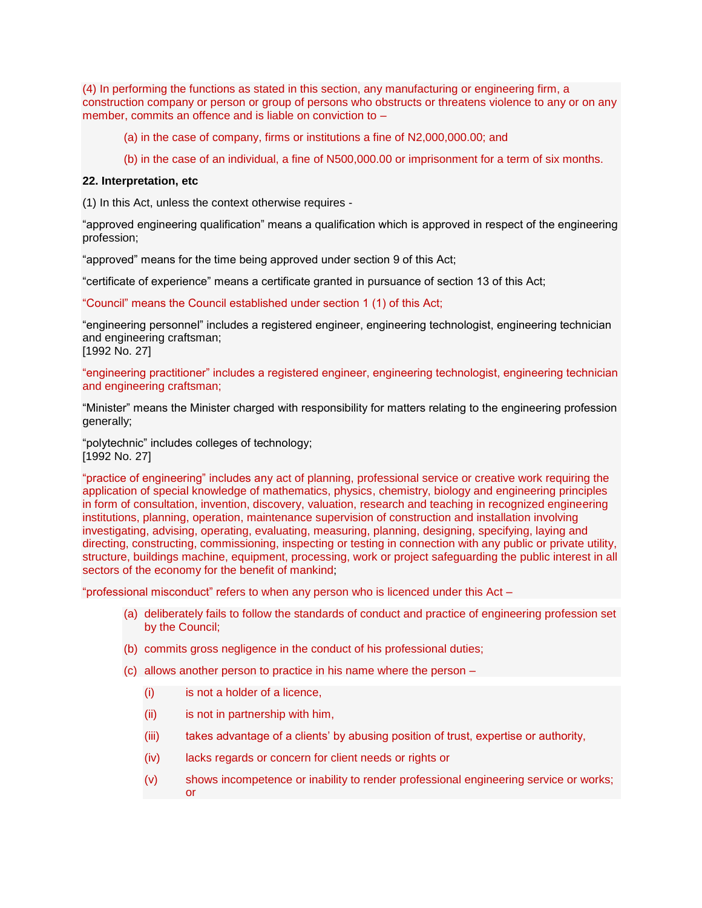(4) In performing the functions as stated in this section, any manufacturing or engineering firm, a construction company or person or group of persons who obstructs or threatens violence to any or on any member, commits an offence and is liable on conviction to –

(a) in the case of company, firms or institutions a fine of N2,000,000.00; and

(b) in the case of an individual, a fine of N500,000.00 or imprisonment for a term of six months.

**22. Interpretation, etc**

(1) In this Act, unless the context otherwise requires -

"approved engineering qualification" means a qualification which is approved in respect of the engineering profession;

"approved" means for the time being approved under section 9 of this Act;

"certificate of experience" means a certificate granted in pursuance of section 13 of this Act;

"Council" means the Council established under section 1 (1) of this Act;

"engineering personnel" includes a registered engineer, engineering technologist, engineering technician and engineering craftsman;
[1992 No. 27]

"engineering practitioner" includes a registered engineer, engineering technologist, engineering technician and engineering craftsman;

"Minister" means the Minister charged with responsibility for matters relating to the engineering profession generally;

"polytechnic" includes colleges of technology;
[1992 No. 27]

"practice of engineering" includes any act of planning, professional service or creative work requiring the application of special knowledge of mathematics, physics, chemistry, biology and engineering principles in form of consultation, invention, discovery, valuation, research and teaching in recognized engineering institutions, planning, operation, maintenance supervision of construction and installation involving investigating, advising, operating, evaluating, measuring, planning, designing, specifying, laying and directing, constructing, commissioning, inspecting or testing in connection with any public or private utility, structure, buildings machine, equipment, processing, work or project safeguarding the public interest in all sectors of the economy for the benefit of mankind;

"professional misconduct" refers to when any person who is licenced under this Act –

(a) deliberately fails to follow the standards of conduct and practice of engineering profession set by the Council;

(b) commits gross negligence in the conduct of his professional duties;

(c) allows another person to practice in his name where the person –

(i) is not a holder of a licence,

(ii) is not in partnership with him,

(iii) takes advantage of a clients' by abusing position of trust, expertise or authority,

(iv) lacks regards or concern for client needs or rights or

(v) shows incompetence or inability to render professional engineering service or works; or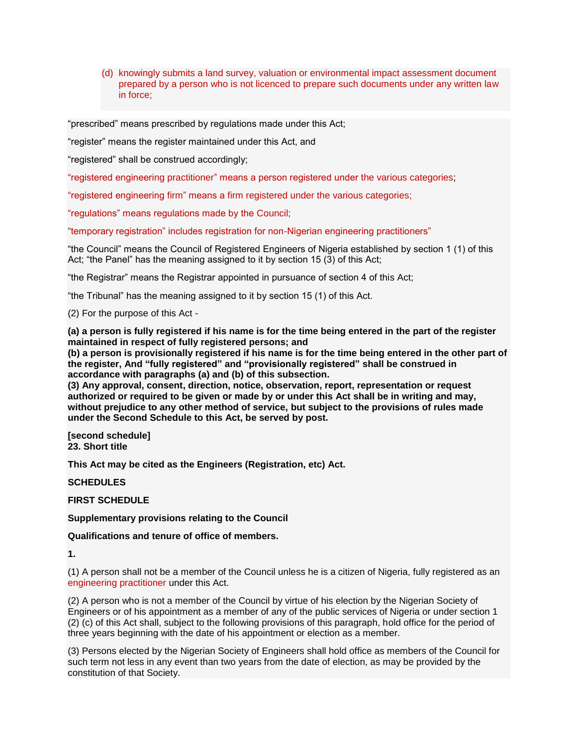(d) knowingly submits a land survey, valuation or environmental impact assessment document prepared by a person who is not licenced to prepare such documents under any written law in force;

"prescribed" means prescribed by regulations made under this Act;

"register" means the register maintained under this Act, and

"registered" shall be construed accordingly;

"registered engineering practitioner" means a person registered under the various categories;

"registered engineering firm" means a firm registered under the various categories;

"regulations" means regulations made by the Council;

"temporary registration" includes registration for non-Nigerian engineering practitioners"

"the Council" means the Council of Registered Engineers of Nigeria established by section 1 (1) of this Act; "the Panel" has the meaning assigned to it by section 15 (3) of this Act;

"the Registrar" means the Registrar appointed in pursuance of section 4 of this Act;

"the Tribunal" has the meaning assigned to it by section 15 (1) of this Act.

(2) For the purpose of this Act -

**(a) a person is fully registered if his name is for the time being entered in the part of the register maintained in respect of fully registered persons; and**
**(b) a person is provisionally registered if his name is for the time being entered in the other part of the register, And "fully registered" and "provisionally registered" shall be construed in accordance with paragraphs (a) and (b) of this subsection.**
**(3) Any approval, consent, direction, notice, observation, report, representation or request authorized or required to be given or made by or under this Act shall be in writing and may, without prejudice to any other method of service, but subject to the provisions of rules made under the Second Schedule to this Act, be served by post.**

**[second schedule]**
**23. Short title**

**This Act may be cited as the Engineers (Registration, etc) Act.**

**SCHEDULES**

**FIRST SCHEDULE**

**Supplementary provisions relating to the Council**

**Qualifications and tenure of office of members.**

**1.**

(1) A person shall not be a member of the Council unless he is a citizen of Nigeria, fully registered as an engineering practitioner under this Act.

(2) A person who is not a member of the Council by virtue of his election by the Nigerian Society of Engineers or of his appointment as a member of any of the public services of Nigeria or under section 1 (2) (c) of this Act shall, subject to the following provisions of this paragraph, hold office for the period of three years beginning with the date of his appointment or election as a member.

(3) Persons elected by the Nigerian Society of Engineers shall hold office as members of the Council for such term not less in any event than two years from the date of election, as may be provided by the constitution of that Society.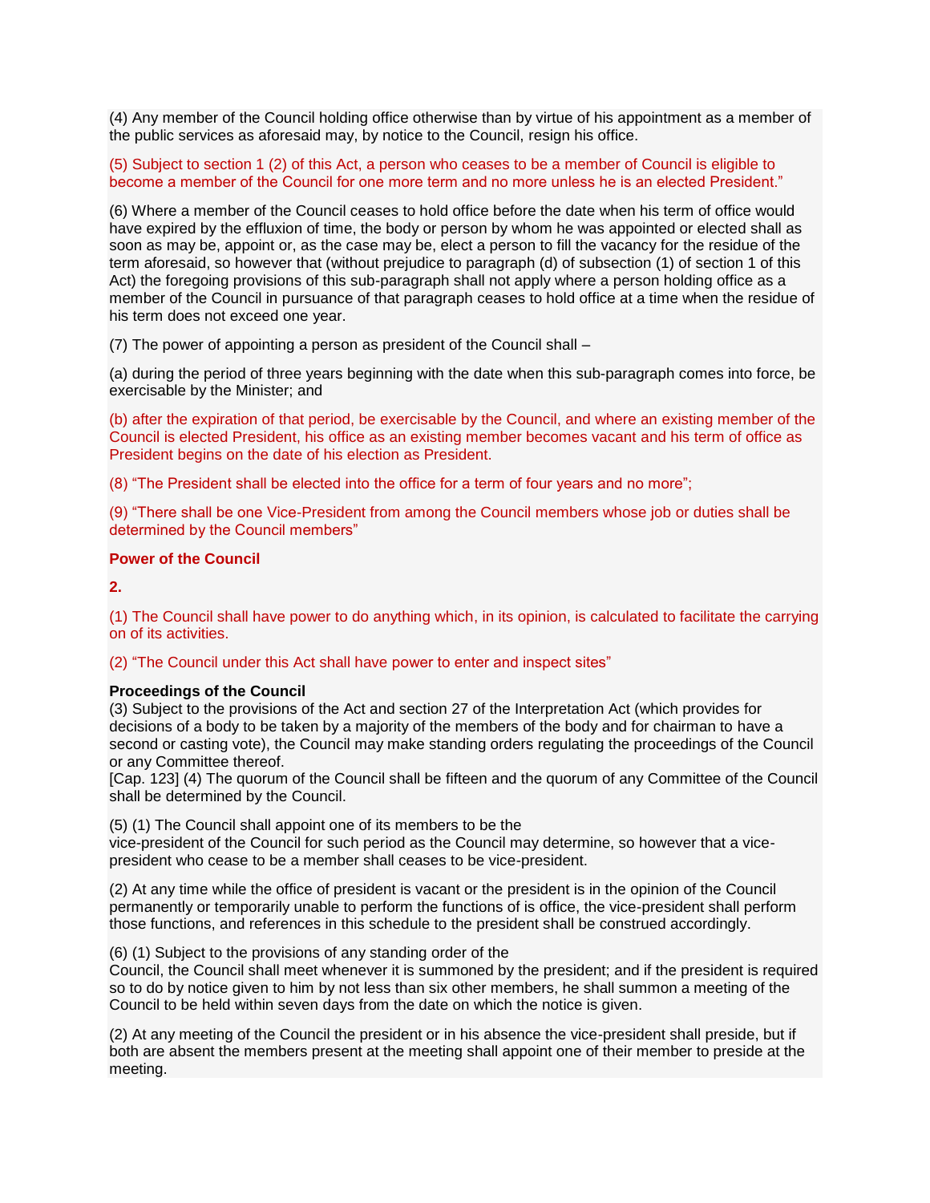(4) Any member of the Council holding office otherwise than by virtue of his appointment as a member of the public services as aforesaid may, by notice to the Council, resign his office.

(5) Subject to section 1 (2) of this Act, a person who ceases to be a member of Council is eligible to become a member of the Council for one more term and no more unless he is an elected President."

(6) Where a member of the Council ceases to hold office before the date when his term of office would have expired by the effluxion of time, the body or person by whom he was appointed or elected shall as soon as may be, appoint or, as the case may be, elect a person to fill the vacancy for the residue of the term aforesaid, so however that (without prejudice to paragraph (d) of subsection (1) of section 1 of this Act) the foregoing provisions of this sub-paragraph shall not apply where a person holding office as a member of the Council in pursuance of that paragraph ceases to hold office at a time when the residue of his term does not exceed one year.

(7) The power of appointing a person as president of the Council shall –

(a) during the period of three years beginning with the date when this sub-paragraph comes into force, be exercisable by the Minister; and

(b) after the expiration of that period, be exercisable by the Council, and where an existing member of the Council is elected President, his office as an existing member becomes vacant and his term of office as President begins on the date of his election as President.

(8) "The President shall be elected into the office for a term of four years and no more";

(9) "There shall be one Vice-President from among the Council members whose job or duties shall be determined by the Council members"

**Power of the Council**

**2.**

(1) The Council shall have power to do anything which, in its opinion, is calculated to facilitate the carrying on of its activities.

(2) "The Council under this Act shall have power to enter and inspect sites"

**Proceedings of the Council**

(3) Subject to the provisions of the Act and section 27 of the Interpretation Act (which provides for decisions of a body to be taken by a majority of the members of the body and for chairman to have a second or casting vote), the Council may make standing orders regulating the proceedings of the Council or any Committee thereof.

[Cap. 123] (4) The quorum of the Council shall be fifteen and the quorum of any Committee of the Council shall be determined by the Council.

(5) (1) The Council shall appoint one of its members to be the vice-president of the Council for such period as the Council may determine, so however that a vice-president who cease to be a member shall ceases to be vice-president.

(2) At any time while the office of president is vacant or the president is in the opinion of the Council permanently or temporarily unable to perform the functions of is office, the vice-president shall perform those functions, and references in this schedule to the president shall be construed accordingly.

(6) (1) Subject to the provisions of any standing order of the Council, the Council shall meet whenever it is summoned by the president; and if the president is required so to do by notice given to him by not less than six other members, he shall summon a meeting of the Council to be held within seven days from the date on which the notice is given.

(2) At any meeting of the Council the president or in his absence the vice-president shall preside, but if both are absent the members present at the meeting shall appoint one of their member to preside at the meeting.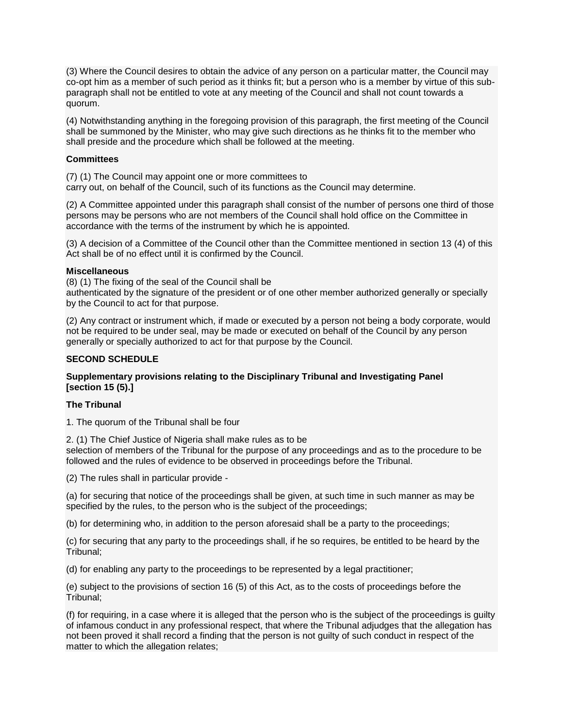(3) Where the Council desires to obtain the advice of any person on a particular matter, the Council may co-opt him as a member of such period as it thinks fit; but a person who is a member by virtue of this sub-paragraph shall not be entitled to vote at any meeting of the Council and shall not count towards a quorum.

(4) Notwithstanding anything in the foregoing provision of this paragraph, the first meeting of the Council shall be summoned by the Minister, who may give such directions as he thinks fit to the member who shall preside and the procedure which shall be followed at the meeting.

**Committees**

(7) (1) The Council may appoint one or more committees to carry out, on behalf of the Council, such of its functions as the Council may determine.

(2) A Committee appointed under this paragraph shall consist of the number of persons one third of those persons may be persons who are not members of the Council shall hold office on the Committee in accordance with the terms of the instrument by which he is appointed.

(3) A decision of a Committee of the Council other than the Committee mentioned in section 13 (4) of this Act shall be of no effect until it is confirmed by the Council.

**Miscellaneous**

(8) (1) The fixing of the seal of the Council shall be authenticated by the signature of the president or of one other member authorized generally or specially by the Council to act for that purpose.

(2) Any contract or instrument which, if made or executed by a person not being a body corporate, would not be required to be under seal, may be made or executed on behalf of the Council by any person generally or specially authorized to act for that purpose by the Council.

**SECOND SCHEDULE**

**Supplementary provisions relating to the Disciplinary Tribunal and Investigating Panel [section 15 (5).]**

**The Tribunal**

1. The quorum of the Tribunal shall be four

2. (1) The Chief Justice of Nigeria shall make rules as to be selection of members of the Tribunal for the purpose of any proceedings and as to the procedure to be followed and the rules of evidence to be observed in proceedings before the Tribunal.

(2) The rules shall in particular provide -

(a) for securing that notice of the proceedings shall be given, at such time in such manner as may be specified by the rules, to the person who is the subject of the proceedings;

(b) for determining who, in addition to the person aforesaid shall be a party to the proceedings;

(c) for securing that any party to the proceedings shall, if he so requires, be entitled to be heard by the Tribunal;

(d) for enabling any party to the proceedings to be represented by a legal practitioner;

(e) subject to the provisions of section 16 (5) of this Act, as to the costs of proceedings before the Tribunal;

(f) for requiring, in a case where it is alleged that the person who is the subject of the proceedings is guilty of infamous conduct in any professional respect, that where the Tribunal adjudges that the allegation has not been proved it shall record a finding that the person is not guilty of such conduct in respect of the matter to which the allegation relates;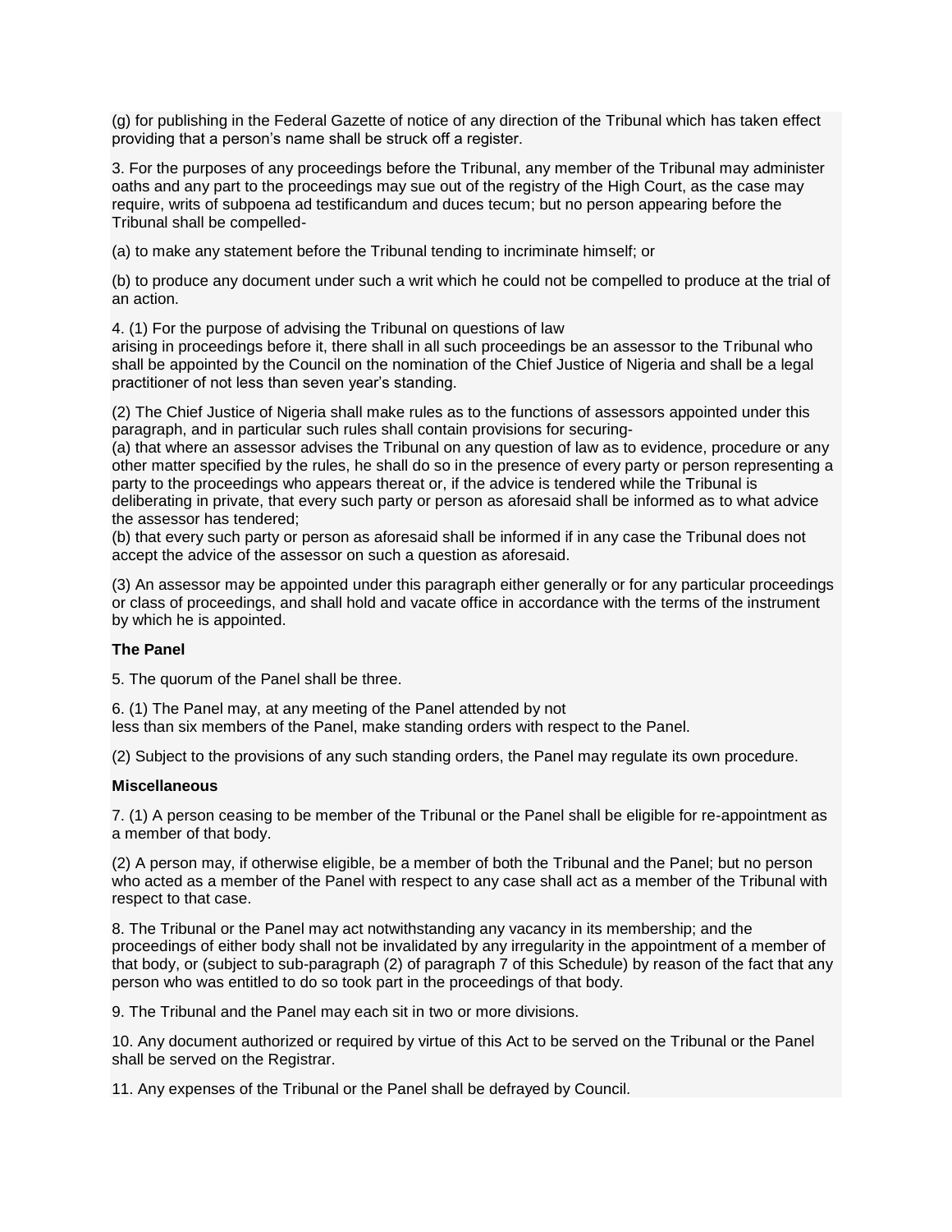(g) for publishing in the Federal Gazette of notice of any direction of the Tribunal which has taken effect providing that a person's name shall be struck off a register.

3. For the purposes of any proceedings before the Tribunal, any member of the Tribunal may administer oaths and any part to the proceedings may sue out of the registry of the High Court, as the case may require, writs of subpoena ad testificandum and duces tecum; but no person appearing before the Tribunal shall be compelled-

(a) to make any statement before the Tribunal tending to incriminate himself; or

(b) to produce any document under such a writ which he could not be compelled to produce at the trial of an action.

4. (1) For the purpose of advising the Tribunal on questions of law arising in proceedings before it, there shall in all such proceedings be an assessor to the Tribunal who shall be appointed by the Council on the nomination of the Chief Justice of Nigeria and shall be a legal practitioner of not less than seven year's standing.

(2) The Chief Justice of Nigeria shall make rules as to the functions of assessors appointed under this paragraph, and in particular such rules shall contain provisions for securing-

(a) that where an assessor advises the Tribunal on any question of law as to evidence, procedure or any other matter specified by the rules, he shall do so in the presence of every party or person representing a party to the proceedings who appears thereat or, if the advice is tendered while the Tribunal is deliberating in private, that every such party or person as aforesaid shall be informed as to what advice the assessor has tendered;

(b) that every such party or person as aforesaid shall be informed if in any case the Tribunal does not accept the advice of the assessor on such a question as aforesaid.

(3) An assessor may be appointed under this paragraph either generally or for any particular proceedings or class of proceedings, and shall hold and vacate office in accordance with the terms of the instrument by which he is appointed.

**The Panel**

5. The quorum of the Panel shall be three.

6. (1) The Panel may, at any meeting of the Panel attended by not less than six members of the Panel, make standing orders with respect to the Panel.

(2) Subject to the provisions of any such standing orders, the Panel may regulate its own procedure.

**Miscellaneous**

7. (1) A person ceasing to be member of the Tribunal or the Panel shall be eligible for re-appointment as a member of that body.

(2) A person may, if otherwise eligible, be a member of both the Tribunal and the Panel; but no person who acted as a member of the Panel with respect to any case shall act as a member of the Tribunal with respect to that case.

8. The Tribunal or the Panel may act notwithstanding any vacancy in its membership; and the proceedings of either body shall not be invalidated by any irregularity in the appointment of a member of that body, or (subject to sub-paragraph (2) of paragraph 7 of this Schedule) by reason of the fact that any person who was entitled to do so took part in the proceedings of that body.

9. The Tribunal and the Panel may each sit in two or more divisions.

10. Any document authorized or required by virtue of this Act to be served on the Tribunal or the Panel shall be served on the Registrar.

11. Any expenses of the Tribunal or the Panel shall be defrayed by Council.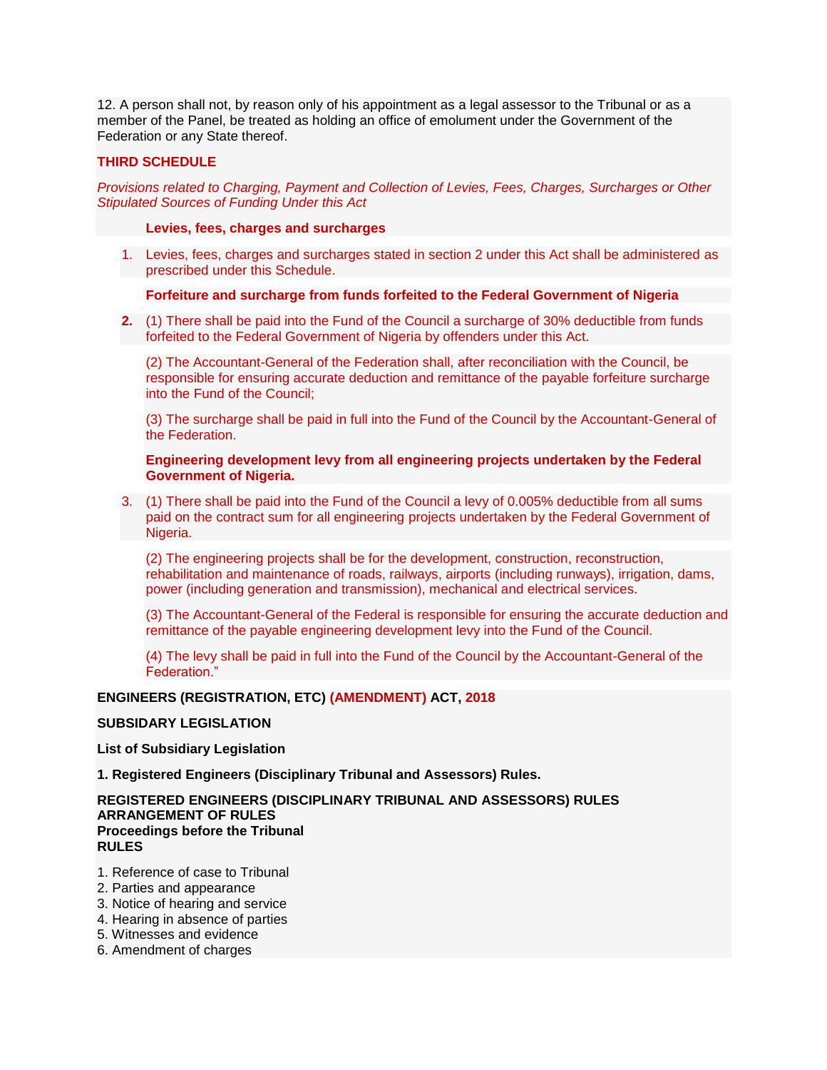12. A person shall not, by reason only of his appointment as a legal assessor to the Tribunal or as a member of the Panel, be treated as holding an office of emolument under the Government of the Federation or any State thereof.

**THIRD SCHEDULE**

*Provisions related to Charging, Payment and Collection of Levies, Fees, Charges, Surcharges or Other Stipulated Sources of Funding Under this Act*

**Levies, fees, charges and surcharges**

1. Levies, fees, charges and surcharges stated in section 2 under this Act shall be administered as prescribed under this Schedule.

**Forfeiture and surcharge from funds forfeited to the Federal Government of Nigeria**

**2.** (1) There shall be paid into the Fund of the Council a surcharge of 30% deductible from funds forfeited to the Federal Government of Nigeria by offenders under this Act.

(2) The Accountant-General of the Federation shall, after reconciliation with the Council, be responsible for ensuring accurate deduction and remittance of the payable forfeiture surcharge into the Fund of the Council;

(3) The surcharge shall be paid in full into the Fund of the Council by the Accountant-General of the Federation.

**Engineering development levy from all engineering projects undertaken by the Federal Government of Nigeria.**

3. (1) There shall be paid into the Fund of the Council a levy of 0.005% deductible from all sums paid on the contract sum for all engineering projects undertaken by the Federal Government of Nigeria.

(2) The engineering projects shall be for the development, construction, reconstruction, rehabilitation and maintenance of roads, railways, airports (including runways), irrigation, dams, power (including generation and transmission), mechanical and electrical services.

(3) The Accountant-General of the Federal is responsible for ensuring the accurate deduction and remittance of the payable engineering development levy into the Fund of the Council.

(4) The levy shall be paid in full into the Fund of the Council by the Accountant-General of the Federation."

**ENGINEERS (REGISTRATION, ETC) (AMENDMENT) ACT, 2018**

**SUBSIDARY LEGISLATION**

**List of Subsidiary Legislation**

**1. Registered Engineers (Disciplinary Tribunal and Assessors) Rules.**

**REGISTERED ENGINEERS (DISCIPLINARY TRIBUNAL AND ASSESSORS) RULES**
**ARRANGEMENT OF RULES**
**Proceedings before the Tribunal**
**RULES**

1. Reference of case to Tribunal
2. Parties and appearance
3. Notice of hearing and service
4. Hearing in absence of parties
5. Witnesses and evidence
6. Amendment of charges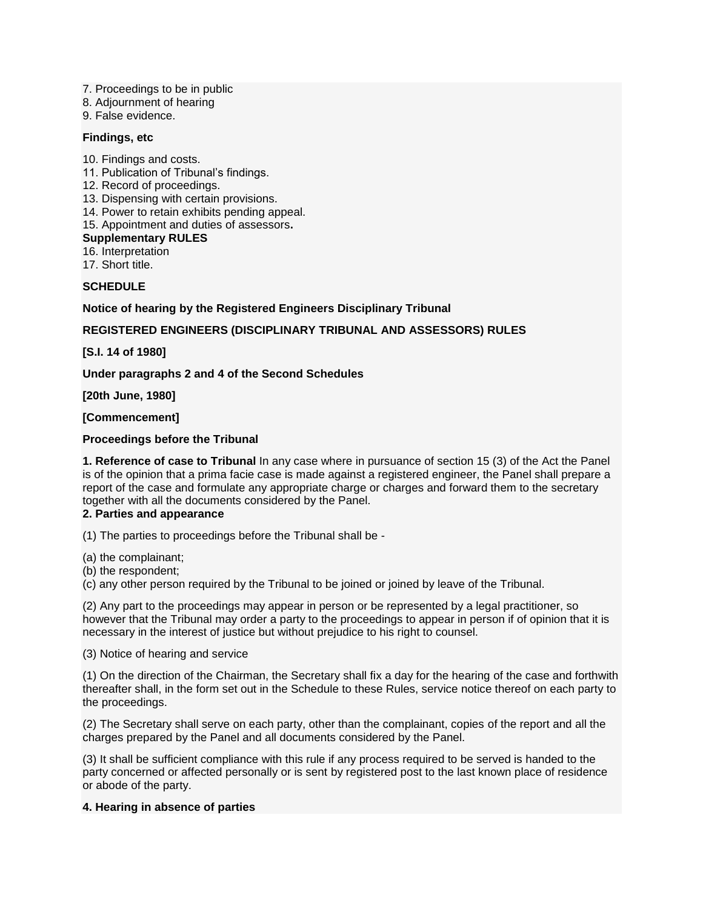7. Proceedings to be in public
8. Adjournment of hearing
9. False evidence.

**Findings, etc**

10. Findings and costs.
11. Publication of Tribunal's findings.
12. Record of proceedings.
13. Dispensing with certain provisions.
14. Power to retain exhibits pending appeal.
15. Appointment and duties of assessors**.**

**Supplementary RULES**

16. Interpretation
17. Short title.

**SCHEDULE**

**Notice of hearing by the Registered Engineers Disciplinary Tribunal**

**REGISTERED ENGINEERS (DISCIPLINARY TRIBUNAL AND ASSESSORS) RULES**

**[S.I. 14 of 1980]**

**Under paragraphs 2 and 4 of the Second Schedules**

**[20th June, 1980]**

**[Commencement]**

**Proceedings before the Tribunal**

**1. Reference of case to Tribunal** In any case where in pursuance of section 15 (3) of the Act the Panel is of the opinion that a prima facie case is made against a registered engineer, the Panel shall prepare a report of the case and formulate any appropriate charge or charges and forward them to the secretary together with all the documents considered by the Panel.

**2. Parties and appearance**

(1) The parties to proceedings before the Tribunal shall be -

(a) the complainant;
(b) the respondent;
(c) any other person required by the Tribunal to be joined or joined by leave of the Tribunal.

(2) Any part to the proceedings may appear in person or be represented by a legal practitioner, so however that the Tribunal may order a party to the proceedings to appear in person if of opinion that it is necessary in the interest of justice but without prejudice to his right to counsel.

(3) Notice of hearing and service

(1) On the direction of the Chairman, the Secretary shall fix a day for the hearing of the case and forthwith thereafter shall, in the form set out in the Schedule to these Rules, service notice thereof on each party to the proceedings.

(2) The Secretary shall serve on each party, other than the complainant, copies of the report and all the charges prepared by the Panel and all documents considered by the Panel.

(3) It shall be sufficient compliance with this rule if any process required to be served is handed to the party concerned or affected personally or is sent by registered post to the last known place of residence or abode of the party.

**4. Hearing in absence of parties**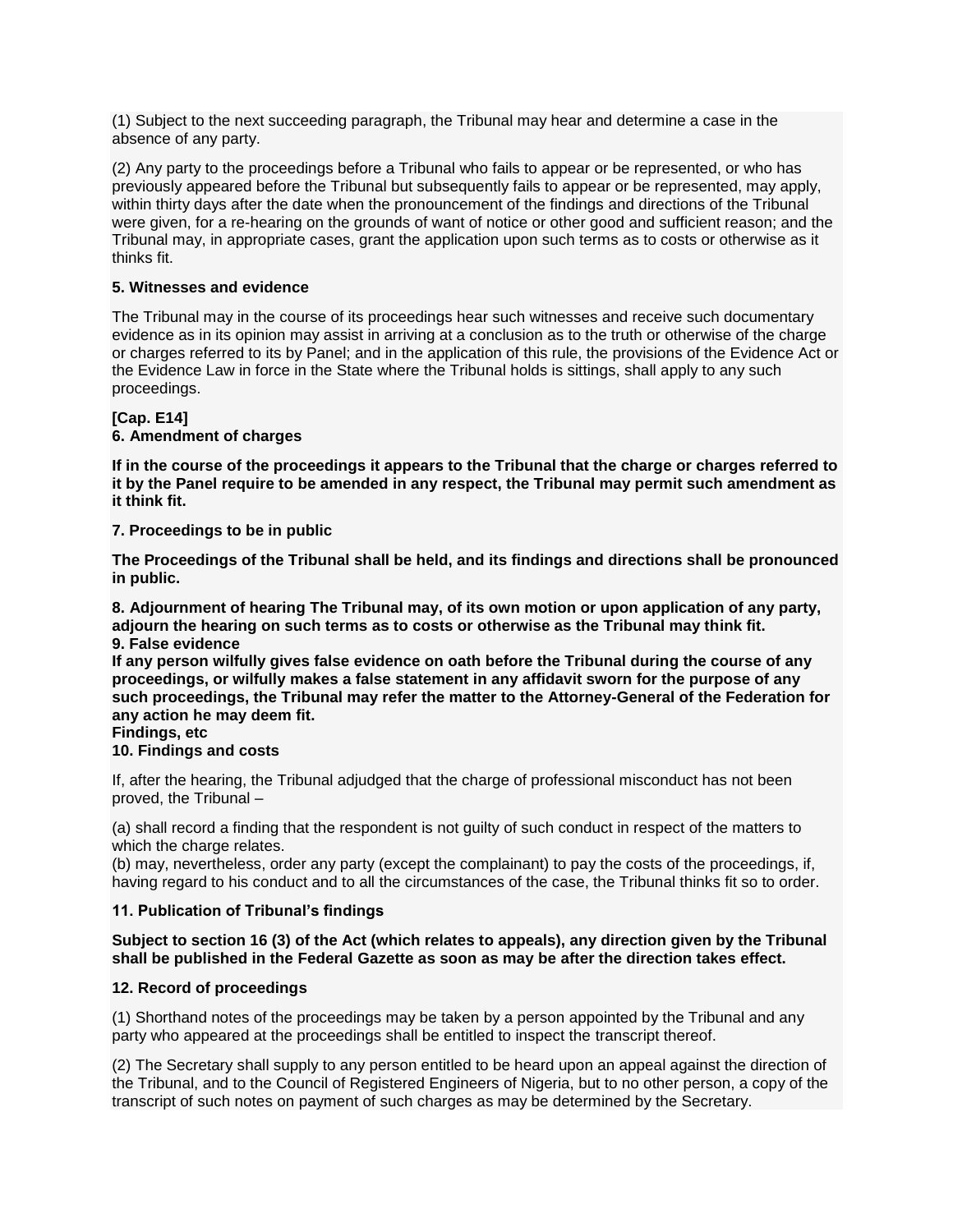(1) Subject to the next succeeding paragraph, the Tribunal may hear and determine a case in the absence of any party.

(2) Any party to the proceedings before a Tribunal who fails to appear or be represented, or who has previously appeared before the Tribunal but subsequently fails to appear or be represented, may apply, within thirty days after the date when the pronouncement of the findings and directions of the Tribunal were given, for a re-hearing on the grounds of want of notice or other good and sufficient reason; and the Tribunal may, in appropriate cases, grant the application upon such terms as to costs or otherwise as it thinks fit.

**5. Witnesses and evidence**

The Tribunal may in the course of its proceedings hear such witnesses and receive such documentary evidence as in its opinion may assist in arriving at a conclusion as to the truth or otherwise of the charge or charges referred to its by Panel; and in the application of this rule, the provisions of the Evidence Act or the Evidence Law in force in the State where the Tribunal holds is sittings, shall apply to any such proceedings.

**[Cap. E14]**
**6. Amendment of charges**

**If in the course of the proceedings it appears to the Tribunal that the charge or charges referred to it by the Panel require to be amended in any respect, the Tribunal may permit such amendment as it think fit.**

**7. Proceedings to be in public**

**The Proceedings of the Tribunal shall be held, and its findings and directions shall be pronounced in public.**

**8. Adjournment of hearing The Tribunal may, of its own motion or upon application of any party, adjourn the hearing on such terms as to costs or otherwise as the Tribunal may think fit.**
**9. False evidence**
**If any person wilfully gives false evidence on oath before the Tribunal during the course of any proceedings, or wilfully makes a false statement in any affidavit sworn for the purpose of any such proceedings, the Tribunal may refer the matter to the Attorney-General of the Federation for any action he may deem fit.**
**Findings, etc**
**10. Findings and costs**

If, after the hearing, the Tribunal adjudged that the charge of professional misconduct has not been proved, the Tribunal –

(a) shall record a finding that the respondent is not guilty of such conduct in respect of the matters to which the charge relates.
(b) may, nevertheless, order any party (except the complainant) to pay the costs of the proceedings, if, having regard to his conduct and to all the circumstances of the case, the Tribunal thinks fit so to order.

**11. Publication of Tribunal's findings**

**Subject to section 16 (3) of the Act (which relates to appeals), any direction given by the Tribunal shall be published in the Federal Gazette as soon as may be after the direction takes effect.**

**12. Record of proceedings**

(1) Shorthand notes of the proceedings may be taken by a person appointed by the Tribunal and any party who appeared at the proceedings shall be entitled to inspect the transcript thereof.

(2) The Secretary shall supply to any person entitled to be heard upon an appeal against the direction of the Tribunal, and to the Council of Registered Engineers of Nigeria, but to no other person, a copy of the transcript of such notes on payment of such charges as may be determined by the Secretary.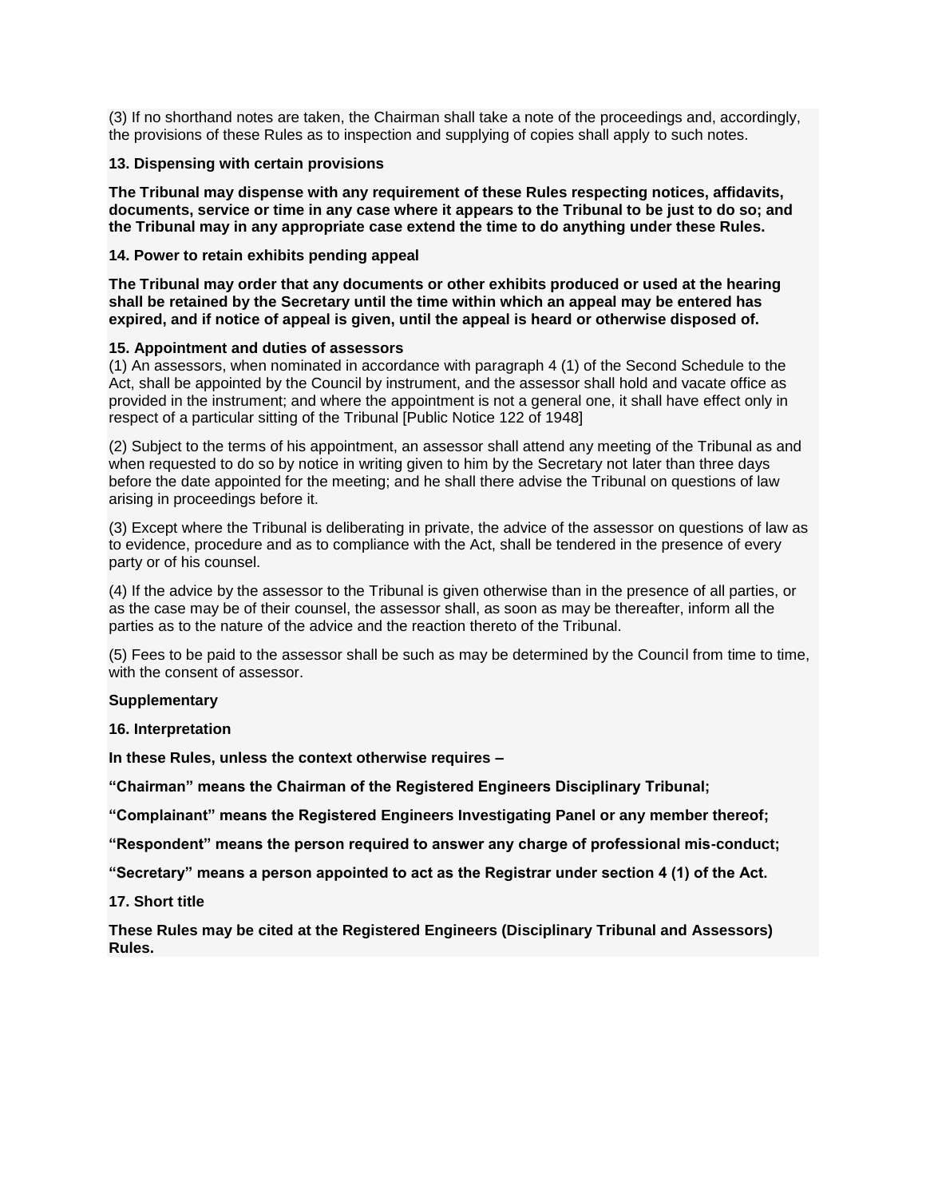(3) If no shorthand notes are taken, the Chairman shall take a note of the proceedings and, accordingly, the provisions of these Rules as to inspection and supplying of copies shall apply to such notes.

**13. Dispensing with certain provisions**

**The Tribunal may dispense with any requirement of these Rules respecting notices, affidavits, documents, service or time in any case where it appears to the Tribunal to be just to do so; and the Tribunal may in any appropriate case extend the time to do anything under these Rules.**

**14. Power to retain exhibits pending appeal**

**The Tribunal may order that any documents or other exhibits produced or used at the hearing shall be retained by the Secretary until the time within which an appeal may be entered has expired, and if notice of appeal is given, until the appeal is heard or otherwise disposed of.**

**15. Appointment and duties of assessors**

(1) An assessors, when nominated in accordance with paragraph 4 (1) of the Second Schedule to the Act, shall be appointed by the Council by instrument, and the assessor shall hold and vacate office as provided in the instrument; and where the appointment is not a general one, it shall have effect only in respect of a particular sitting of the Tribunal [Public Notice 122 of 1948]

(2) Subject to the terms of his appointment, an assessor shall attend any meeting of the Tribunal as and when requested to do so by notice in writing given to him by the Secretary not later than three days before the date appointed for the meeting; and he shall there advise the Tribunal on questions of law arising in proceedings before it.

(3) Except where the Tribunal is deliberating in private, the advice of the assessor on questions of law as to evidence, procedure and as to compliance with the Act, shall be tendered in the presence of every party or of his counsel.

(4) If the advice by the assessor to the Tribunal is given otherwise than in the presence of all parties, or as the case may be of their counsel, the assessor shall, as soon as may be thereafter, inform all the parties as to the nature of the advice and the reaction thereto of the Tribunal.

(5) Fees to be paid to the assessor shall be such as may be determined by the Council from time to time, with the consent of assessor.

**Supplementary**

**16. Interpretation**

**In these Rules, unless the context otherwise requires –**

**“Chairman” means the Chairman of the Registered Engineers Disciplinary Tribunal;**

**“Complainant” means the Registered Engineers Investigating Panel or any member thereof;**

**“Respondent” means the person required to answer any charge of professional mis-conduct;**

**“Secretary” means a person appointed to act as the Registrar under section 4 (1) of the Act.**

**17. Short title**

**These Rules may be cited at the Registered Engineers (Disciplinary Tribunal and Assessors) Rules.**